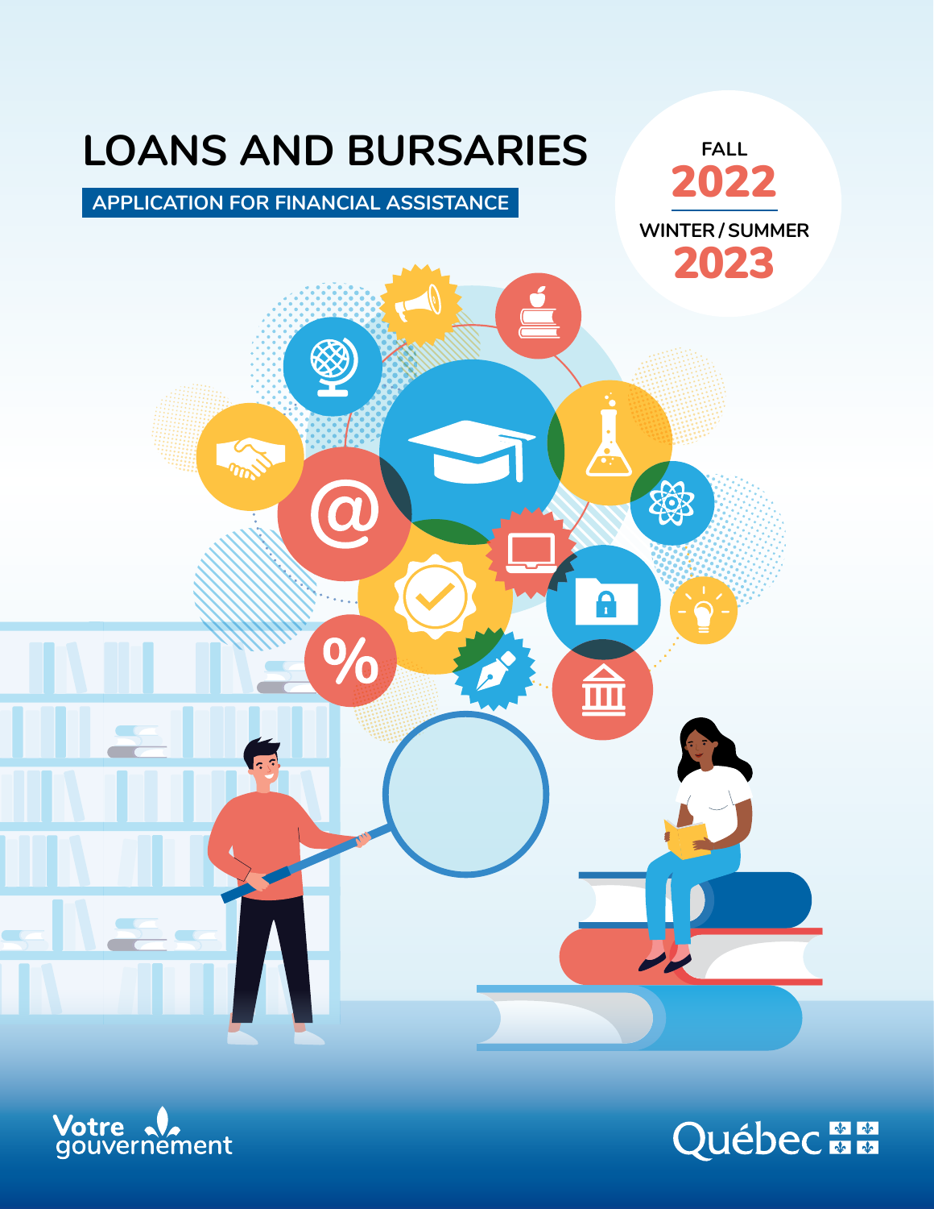# LOANS AND BURSARIES

## APPLICATION FOR FINANCIAL ASSISTANCE

FALL **2022**

WINTER / SUMMER **2023**

Votre gouvernement

Québec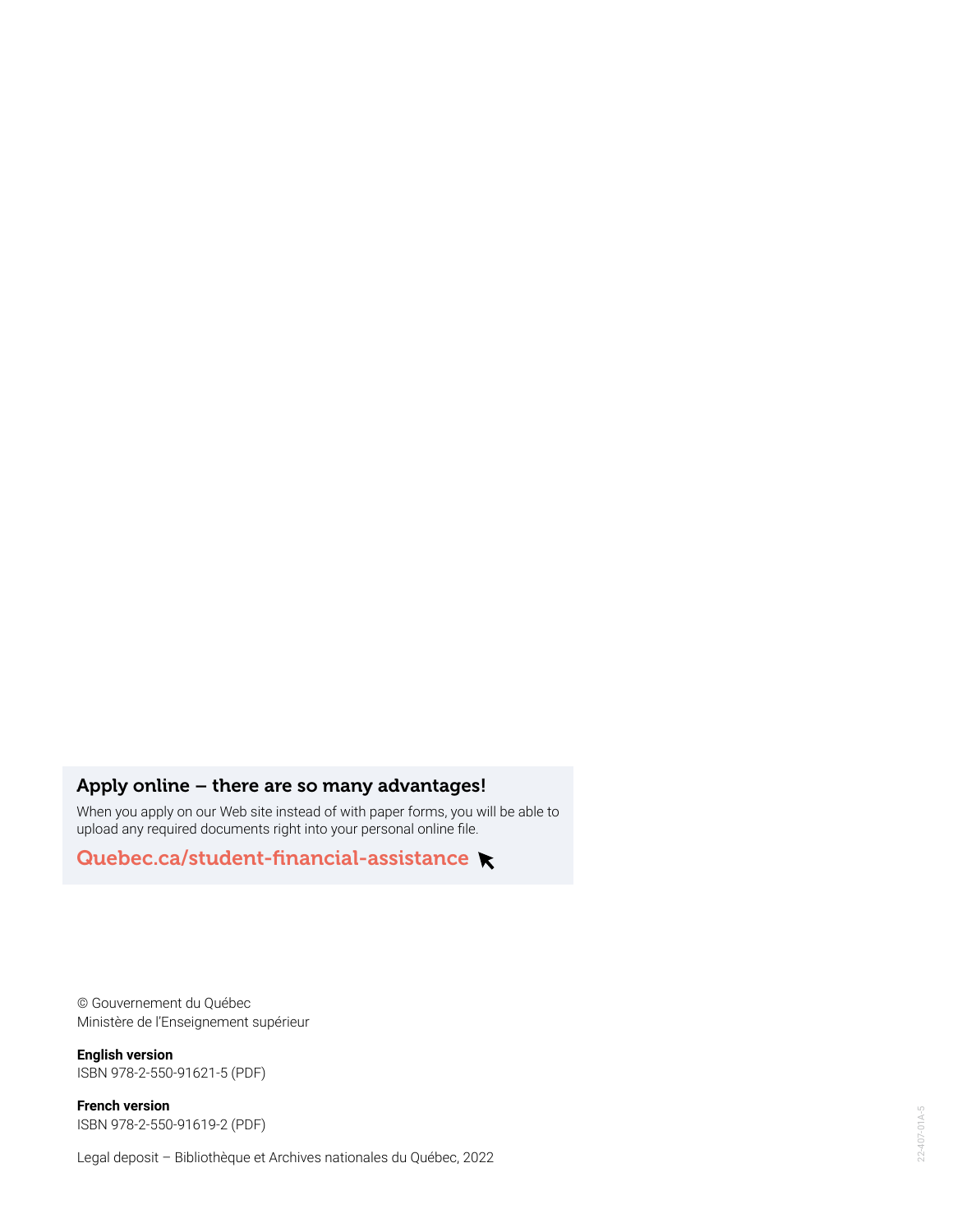## Apply online – there are so many advantages!

When you apply on our Web site instead of with paper forms, you will be able to upload any required documents right into your personal online file.

**Quebec.ca/student-financial-assistance**

© Gouvernement du Québec
Ministère de l'Enseignement supérieur

**English version**
ISBN 978-2-550-91621-5 (PDF)

**French version**
ISBN 978-2-550-91619-2 (PDF)

Legal deposit – Bibliothèque et Archives nationales du Québec, 2022

22-407-01A-5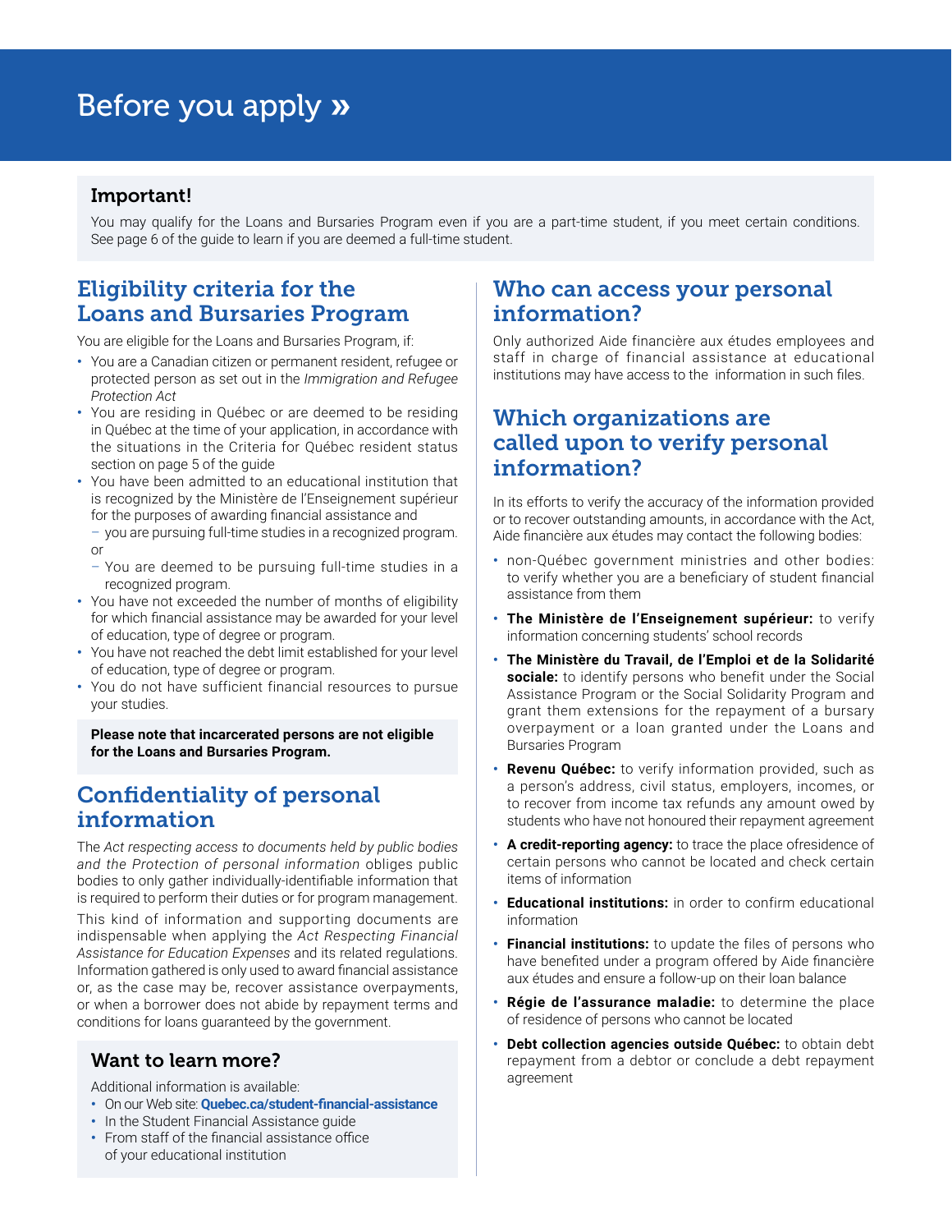# Before you apply »

### Important!

You may qualify for the Loans and Bursaries Program even if you are a part-time student, if you meet certain conditions. See page 6 of the guide to learn if you are deemed a full-time student.

## Eligibility criteria for the Loans and Bursaries Program

You are eligible for the Loans and Bursaries Program, if:

- You are a Canadian citizen or permanent resident, refugee or protected person as set out in the *Immigration and Refugee Protection Act*
- You are residing in Québec or are deemed to be residing in Québec at the time of your application, in accordance with the situations in the Criteria for Québec resident status section on page 5 of the guide
- You have been admitted to an educational institution that is recognized by the Ministère de l'Enseignement supérieur for the purposes of awarding financial assistance and
  - you are pursuing full-time studies in a recognized program.

  or

  - You are deemed to be pursuing full-time studies in a recognized program.
- You have not exceeded the number of months of eligibility for which financial assistance may be awarded for your level of education, type of degree or program.
- You have not reached the debt limit established for your level of education, type of degree or program.
- You do not have sufficient financial resources to pursue your studies.

**Please note that incarcerated persons are not eligible for the Loans and Bursaries Program.**

## Confidentiality of personal information

The *Act respecting access to documents held by public bodies and the Protection of personal information* obliges public bodies to only gather individually-identifiable information that is required to perform their duties or for program management.

This kind of information and supporting documents are indispensable when applying the *Act Respecting Financial Assistance for Education Expenses* and its related regulations. Information gathered is only used to award financial assistance or, as the case may be, recover assistance overpayments, or when a borrower does not abide by repayment terms and conditions for loans guaranteed by the government.

### Want to learn more?

Additional information is available:

- On our Web site: **Quebec.ca/student-financial-assistance**
- In the Student Financial Assistance guide
- From staff of the financial assistance office of your educational institution

## Who can access your personal information?

Only authorized Aide financière aux études employees and staff in charge of financial assistance at educational institutions may have access to the information in such files.

## Which organizations are called upon to verify personal information?

In its efforts to verify the accuracy of the information provided or to recover outstanding amounts, in accordance with the Act, Aide financière aux études may contact the following bodies:

- non-Québec government ministries and other bodies: to verify whether you are a beneficiary of student financial assistance from them
- **The Ministère de l'Enseignement supérieur:** to verify information concerning students' school records
- **The Ministère du Travail, de l'Emploi et de la Solidarité sociale:** to identify persons who benefit under the Social Assistance Program or the Social Solidarity Program and grant them extensions for the repayment of a bursary overpayment or a loan granted under the Loans and Bursaries Program
- **Revenu Québec:** to verify information provided, such as a person's address, civil status, employers, incomes, or to recover from income tax refunds any amount owed by students who have not honoured their repayment agreement
- **A credit-reporting agency:** to trace the place ofresidence of certain persons who cannot be located and check certain items of information
- **Educational institutions:** in order to confirm educational information
- **Financial institutions:** to update the files of persons who have benefited under a program offered by Aide financière aux études and ensure a follow-up on their loan balance
- **Régie de l'assurance maladie:** to determine the place of residence of persons who cannot be located
- **Debt collection agencies outside Québec:** to obtain debt repayment from a debtor or conclude a debt repayment agreement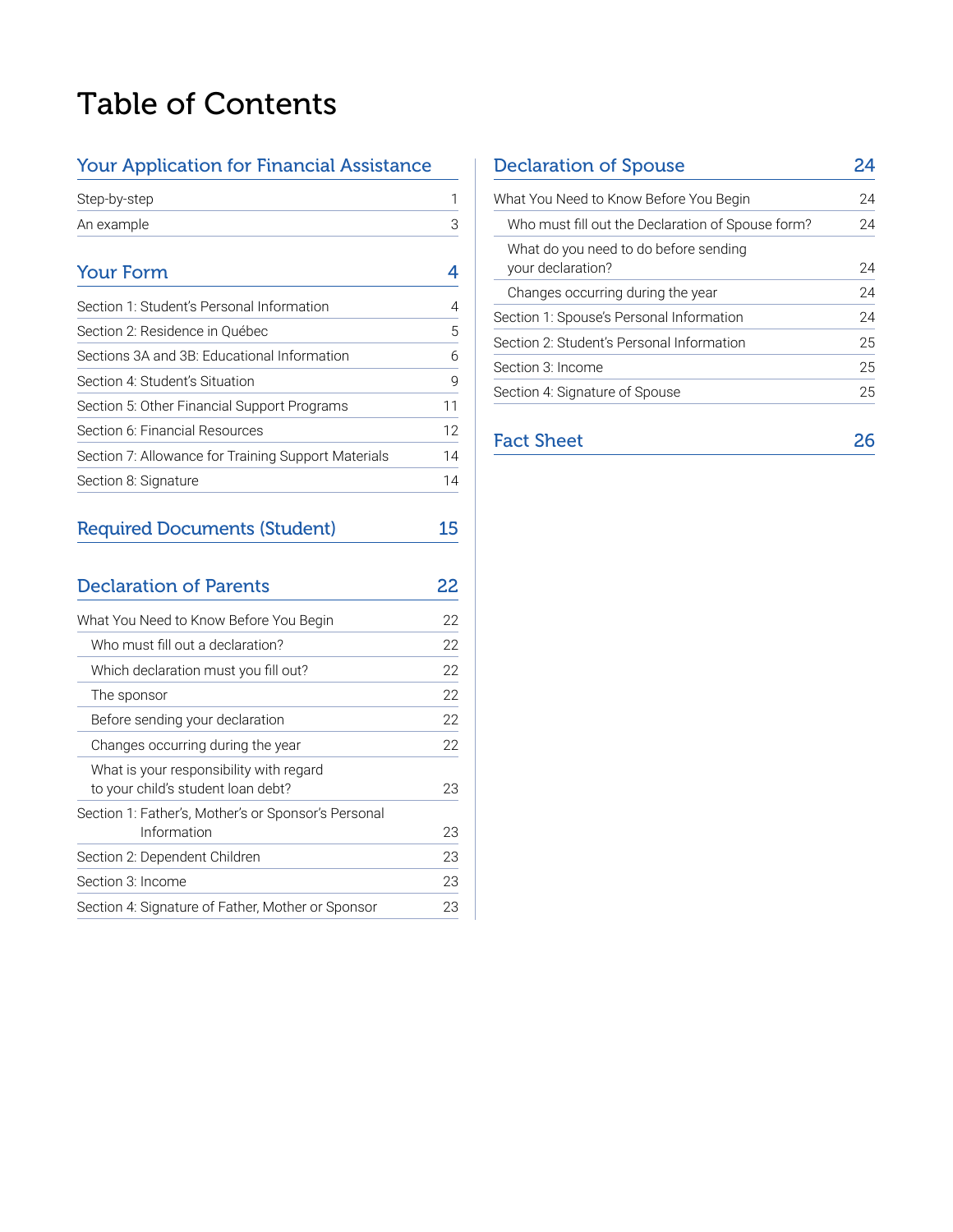# Table of Contents

## Your Application for Financial Assistance

| | |
|---|---|
| Step-by-step | 1 |
| An example | 3 |

## Your Form — 4

| | |
|---|---|
| Section 1: Student's Personal Information | 4 |
| Section 2: Residence in Québec | 5 |
| Sections 3A and 3B: Educational Information | 6 |
| Section 4: Student's Situation | 9 |
| Section 5: Other Financial Support Programs | 11 |
| Section 6: Financial Resources | 12 |
| Section 7: Allowance for Training Support Materials | 14 |
| Section 8: Signature | 14 |

## Required Documents (Student) — 15

## Declaration of Parents — 22

| | |
|---|---|
| What You Need to Know Before You Begin | 22 |
| Who must fill out a declaration? | 22 |
| Which declaration must you fill out? | 22 |
| The sponsor | 22 |
| Before sending your declaration | 22 |
| Changes occurring during the year | 22 |
| What is your responsibility with regard to your child's student loan debt? | 23 |
| Section 1: Father's, Mother's or Sponsor's Personal Information | 23 |
| Section 2: Dependent Children | 23 |
| Section 3: Income | 23 |
| Section 4: Signature of Father, Mother or Sponsor | 23 |

## Declaration of Spouse — 24

| | |
|---|---|
| What You Need to Know Before You Begin | 24 |
| Who must fill out the Declaration of Spouse form? | 24 |
| What do you need to do before sending your declaration? | 24 |
| Changes occurring during the year | 24 |
| Section 1: Spouse's Personal Information | 24 |
| Section 2: Student's Personal Information | 25 |
| Section 3: Income | 25 |
| Section 4: Signature of Spouse | 25 |

## Fact Sheet — 26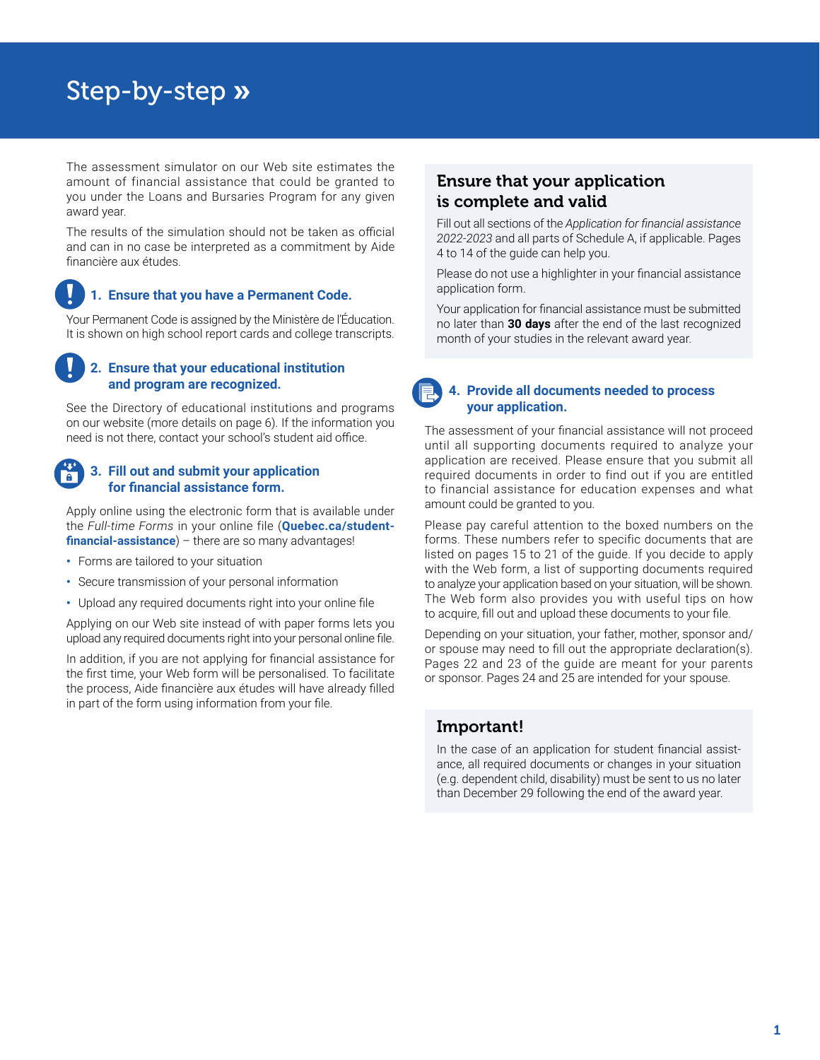# Step-by-step »

The assessment simulator on our Web site estimates the amount of financial assistance that could be granted to you under the Loans and Bursaries Program for any given award year.

The results of the simulation should not be taken as official and can in no case be interpreted as a commitment by Aide financière aux études.

### 1. Ensure that you have a Permanent Code.

Your Permanent Code is assigned by the Ministère de l'Éducation. It is shown on high school report cards and college transcripts.

### 2. Ensure that your educational institution and program are recognized.

See the Directory of educational institutions and programs on our website (more details on page 6). If the information you need is not there, contact your school's student aid office.

### 3. Fill out and submit your application for financial assistance form.

Apply online using the electronic form that is available under the *Full-time Forms* in your online file (**Quebec.ca/student-financial-assistance**) – there are so many advantages!

- Forms are tailored to your situation
- Secure transmission of your personal information
- Upload any required documents right into your online file

Applying on our Web site instead of with paper forms lets you upload any required documents right into your personal online file.

In addition, if you are not applying for financial assistance for the first time, your Web form will be personalised. To facilitate the process, Aide financière aux études will have already filled in part of the form using information from your file.

## Ensure that your application is complete and valid

Fill out all sections of the *Application for financial assistance 2022-2023* and all parts of Schedule A, if applicable. Pages 4 to 14 of the guide can help you.

Please do not use a highlighter in your financial assistance application form.

Your application for financial assistance must be submitted no later than **30 days** after the end of the last recognized month of your studies in the relevant award year.

### 4. Provide all documents needed to process your application.

The assessment of your financial assistance will not proceed until all supporting documents required to analyze your application are received. Please ensure that you submit all required documents in order to find out if you are entitled to financial assistance for education expenses and what amount could be granted to you.

Please pay careful attention to the boxed numbers on the forms. These numbers refer to specific documents that are listed on pages 15 to 21 of the guide. If you decide to apply with the Web form, a list of supporting documents required to analyze your application based on your situation, will be shown. The Web form also provides you with useful tips on how to acquire, fill out and upload these documents to your file.

Depending on your situation, your father, mother, sponsor and/or spouse may need to fill out the appropriate declaration(s). Pages 22 and 23 of the guide are meant for your parents or sponsor. Pages 24 and 25 are intended for your spouse.

## Important!

In the case of an application for student financial assistance, all required documents or changes in your situation (e.g. dependent child, disability) must be sent to us no later than December 29 following the end of the award year.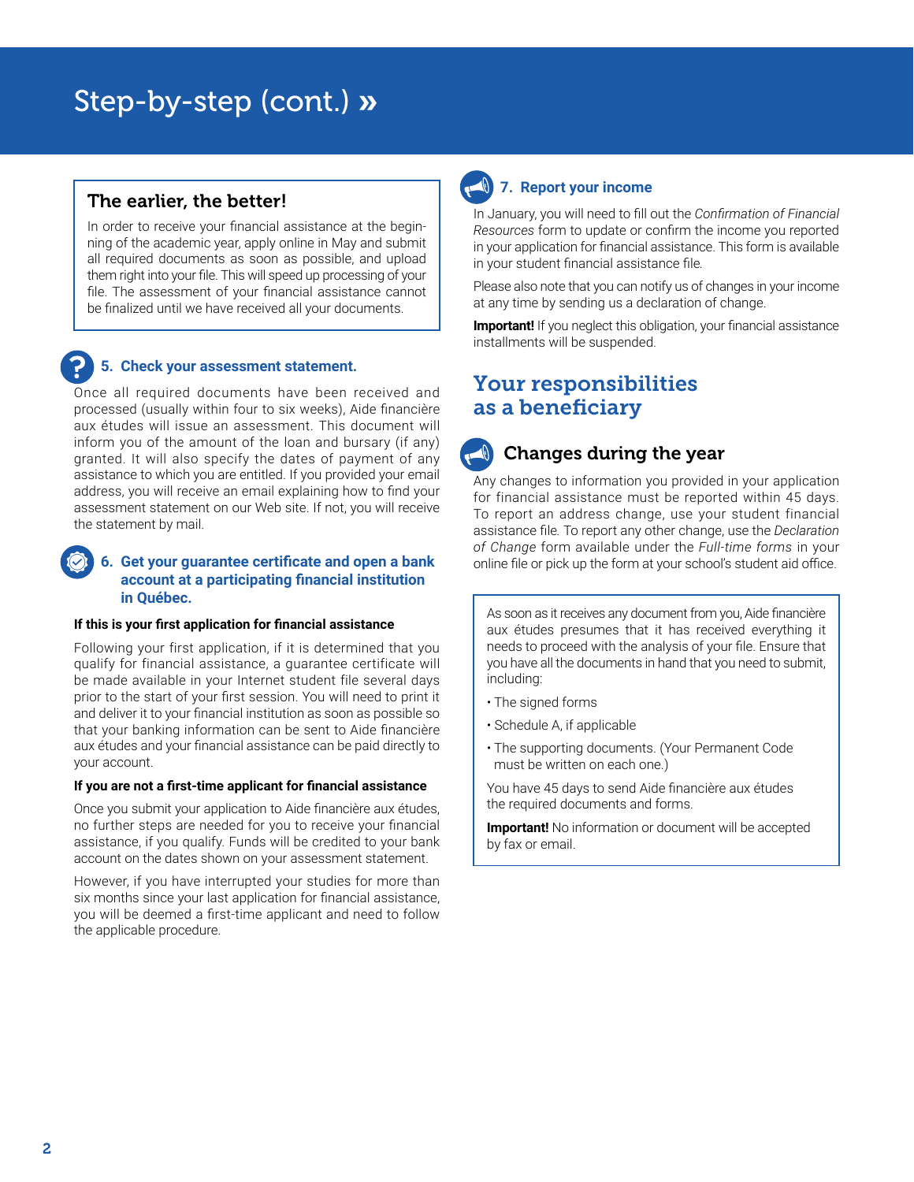# Step-by-step (cont.) »

## The earlier, the better!

In order to receive your financial assistance at the beginning of the academic year, apply online in May and submit all required documents as soon as possible, and upload them right into your file. This will speed up processing of your file. The assessment of your financial assistance cannot be finalized until we have received all your documents.

### 5. Check your assessment statement.

Once all required documents have been received and processed (usually within four to six weeks), Aide financière aux études will issue an assessment. This document will inform you of the amount of the loan and bursary (if any) granted. It will also specify the dates of payment of any assistance to which you are entitled. If you provided your email address, you will receive an email explaining how to find your assessment statement on our Web site. If not, you will receive the statement by mail.

### 6. Get your guarantee certificate and open a bank account at a participating financial institution in Québec.

**If this is your first application for financial assistance**

Following your first application, if it is determined that you qualify for financial assistance, a guarantee certificate will be made available in your Internet student file several days prior to the start of your first session. You will need to print it and deliver it to your financial institution as soon as possible so that your banking information can be sent to Aide financière aux études and your financial assistance can be paid directly to your account.

**If you are not a first-time applicant for financial assistance**

Once you submit your application to Aide financière aux études, no further steps are needed for you to receive your financial assistance, if you qualify. Funds will be credited to your bank account on the dates shown on your assessment statement.

However, if you have interrupted your studies for more than six months since your last application for financial assistance, you will be deemed a first-time applicant and need to follow the applicable procedure.

### 7. Report your income

In January, you will need to fill out the *Confirmation of Financial Resources* form to update or confirm the income you reported in your application for financial assistance. This form is available in your student financial assistance file.

Please also note that you can notify us of changes in your income at any time by sending us a declaration of change.

**Important!** If you neglect this obligation, your financial assistance installments will be suspended.

## Your responsibilities as a beneficiary

### Changes during the year

Any changes to information you provided in your application for financial assistance must be reported within 45 days. To report an address change, use your student financial assistance file. To report any other change, use the *Declaration of Change* form available under the *Full-time forms* in your online file or pick up the form at your school's student aid office.

As soon as it receives any document from you, Aide financière aux études presumes that it has received everything it needs to proceed with the analysis of your file. Ensure that you have all the documents in hand that you need to submit, including:

- The signed forms
- Schedule A, if applicable
- The supporting documents. (Your Permanent Code must be written on each one.)

You have 45 days to send Aide financière aux études the required documents and forms.

**Important!** No information or document will be accepted by fax or email.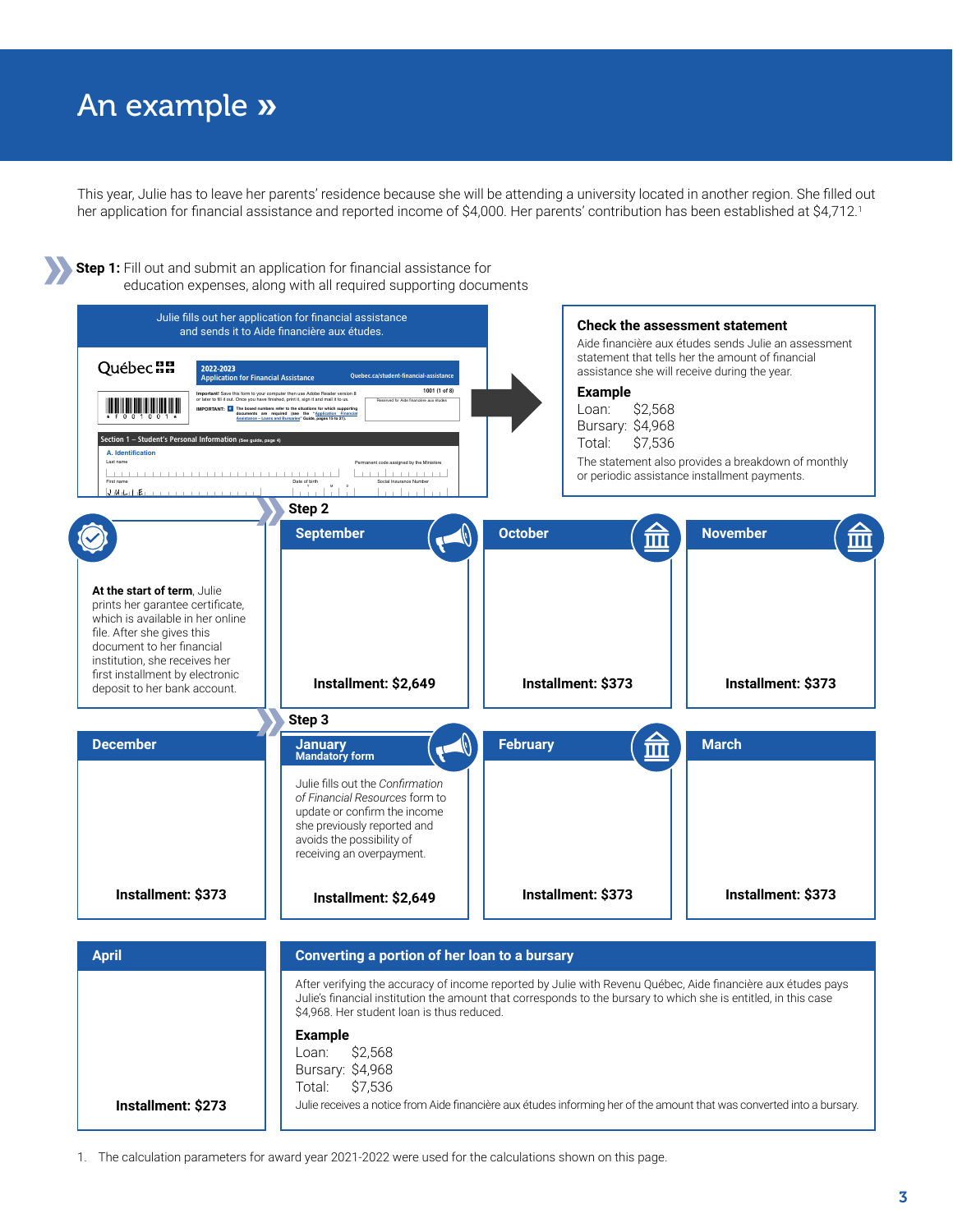# An example »

This year, Julie has to leave her parents' residence because she will be attending a university located in another region. She filled out her application for financial assistance and reported income of $4,000. Her parents' contribution has been established at $4,712.[1]

**Step 1:** Fill out and submit an application for financial assistance for education expenses, along with all required supporting documents

Julie fills out her application for financial assistance and sends it to Aide financière aux études.

### Check the assessment statement

Aide financière aux études sends Julie an assessment statement that tells her the amount of financial assistance she will receive during the year.

**Example**

Loan: $2,568
Bursary: $4,968
Total: $7,536

The statement also provides a breakdown of monthly or periodic assistance installment payments.

**Step 2**

**At the start of term**, Julie prints her garantee certificate, which is available in her online file. After she gives this document to her financial institution, she receives her first installment by electronic deposit to her bank account.

| Month | Installment |
|---|---|
| September | Installment: $2,649 |
| October | Installment: $373 |
| November | Installment: $373 |
| December | Installment: $373 |

**Step 3**

**January** – Mandatory form

Julie fills out the *Confirmation of Financial Resources* form to update or confirm the income she previously reported and avoids the possibility of receiving an overpayment.

| Month | Installment |
|---|---|
| January | Installment: $2,649 |
| February | Installment: $373 |
| March | Installment: $373 |
| April | Installment: $273 |

### Converting a portion of her loan to a bursary

After verifying the accuracy of income reported by Julie with Revenu Québec, Aide financière aux études pays Julie's financial institution the amount that corresponds to the bursary to which she is entitled, in this case $4,968. Her student loan is thus reduced.

**Example**

Loan: $2,568
Bursary: $4,968
Total: $7,536

Julie receives a notice from Aide financière aux études informing her of the amount that was converted into a bursary.

1. The calculation parameters for award year 2021-2022 were used for the calculations shown on this page.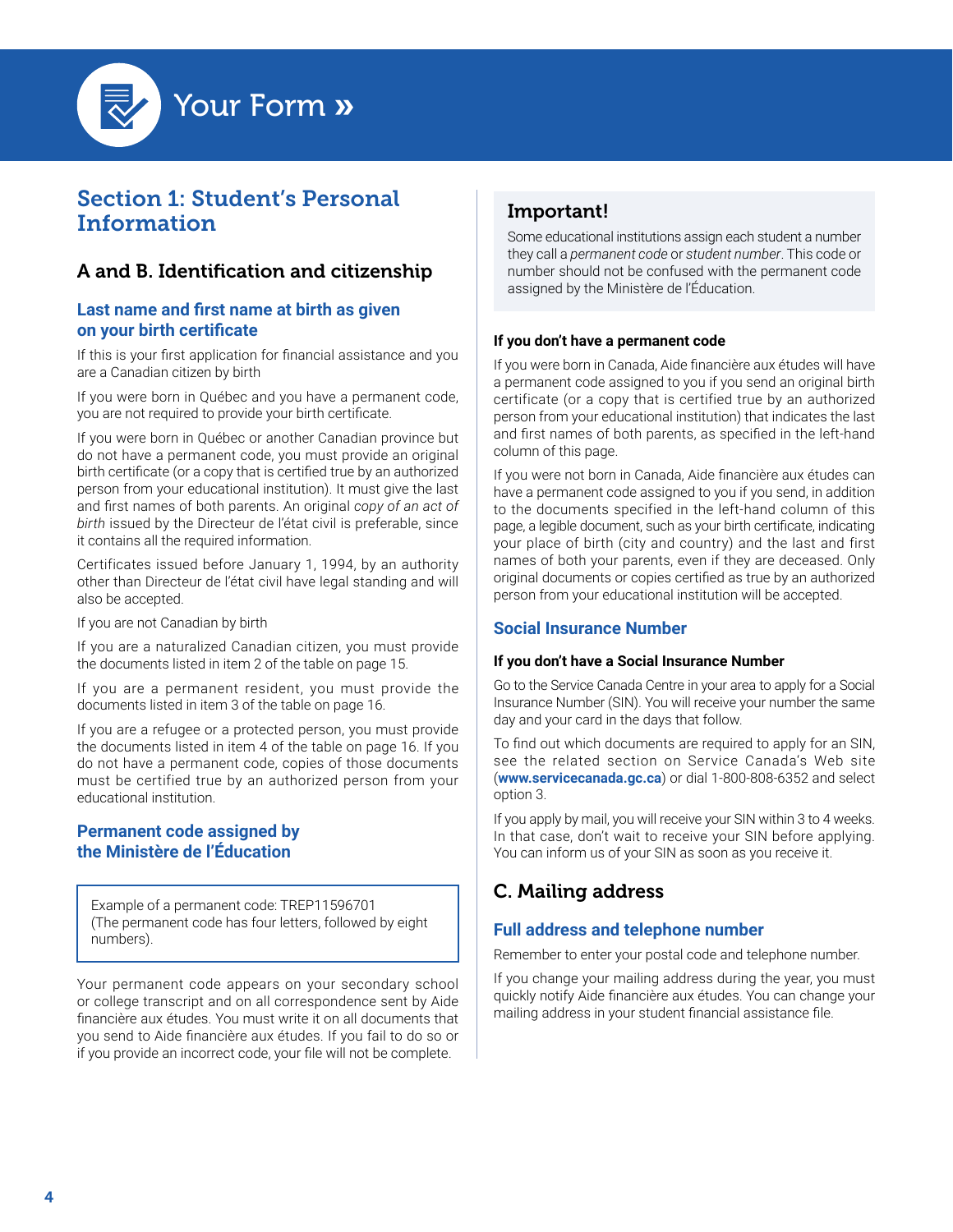# Your Form »

## Section 1: Student's Personal Information

### A and B. Identification and citizenship

#### Last name and first name at birth as given on your birth certificate

If this is your first application for financial assistance and you are a Canadian citizen by birth

If you were born in Québec and you have a permanent code, you are not required to provide your birth certificate.

If you were born in Québec or another Canadian province but do not have a permanent code, you must provide an original birth certificate (or a copy that is certified true by an authorized person from your educational institution). It must give the last and first names of both parents. An original *copy of an act of birth* issued by the Directeur de l'état civil is preferable, since it contains all the required information.

Certificates issued before January 1, 1994, by an authority other than Directeur de l'état civil have legal standing and will also be accepted.

If you are not Canadian by birth

If you are a naturalized Canadian citizen, you must provide the documents listed in item 2 of the table on page 15.

If you are a permanent resident, you must provide the documents listed in item 3 of the table on page 16.

If you are a refugee or a protected person, you must provide the documents listed in item 4 of the table on page 16. If you do not have a permanent code, copies of those documents must be certified true by an authorized person from your educational institution.

#### Permanent code assigned by the Ministère de l'Éducation

> Example of a permanent code: TREP11596701
> (The permanent code has four letters, followed by eight numbers).

Your permanent code appears on your secondary school or college transcript and on all correspondence sent by Aide financière aux études. You must write it on all documents that you send to Aide financière aux études. If you fail to do so or if you provide an incorrect code, your file will not be complete.

> **Important!**
>
> Some educational institutions assign each student a number they call a *permanent code* or *student number*. This code or number should not be confused with the permanent code assigned by the Ministère de l'Éducation.

**If you don't have a permanent code**

If you were born in Canada, Aide financière aux études will have a permanent code assigned to you if you send an original birth certificate (or a copy that is certified true by an authorized person from your educational institution) that indicates the last and first names of both parents, as specified in the left-hand column of this page.

If you were not born in Canada, Aide financière aux études can have a permanent code assigned to you if you send, in addition to the documents specified in the left-hand column of this page, a legible document, such as your birth certificate, indicating your place of birth (city and country) and the last and first names of both your parents, even if they are deceased. Only original documents or copies certified as true by an authorized person from your educational institution will be accepted.

#### Social Insurance Number

**If you don't have a Social Insurance Number**

Go to the Service Canada Centre in your area to apply for a Social Insurance Number (SIN). You will receive your number the same day and your card in the days that follow.

To find out which documents are required to apply for an SIN, see the related section on Service Canada's Web site (**www.servicecanada.gc.ca**) or dial 1-800-808-6352 and select option 3.

If you apply by mail, you will receive your SIN within 3 to 4 weeks. In that case, don't wait to receive your SIN before applying. You can inform us of your SIN as soon as you receive it.

### C. Mailing address

#### Full address and telephone number

Remember to enter your postal code and telephone number.

If you change your mailing address during the year, you must quickly notify Aide financière aux études. You can change your mailing address in your student financial assistance file.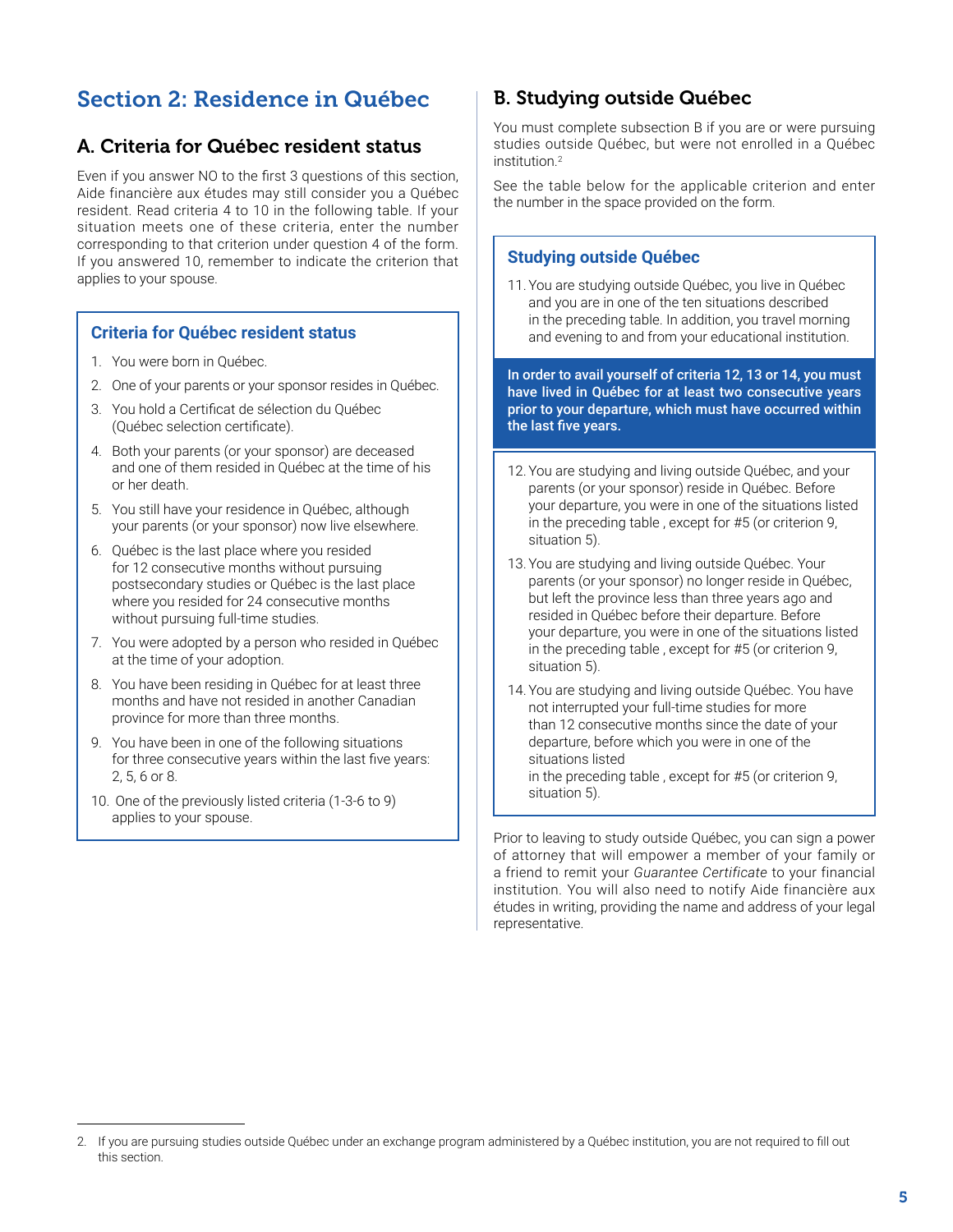# Section 2: Residence in Québec

## A. Criteria for Québec resident status

Even if you answer NO to the first 3 questions of this section, Aide financière aux études may still consider you a Québec resident. Read criteria 4 to 10 in the following table. If your situation meets one of these criteria, enter the number corresponding to that criterion under question 4 of the form. If you answered 10, remember to indicate the criterion that applies to your spouse.

### Criteria for Québec resident status

1. You were born in Québec.
2. One of your parents or your sponsor resides in Québec.
3. You hold a Certificat de sélection du Québec (Québec selection certificate).
4. Both your parents (or your sponsor) are deceased and one of them resided in Québec at the time of his or her death.
5. You still have your residence in Québec, although your parents (or your sponsor) now live elsewhere.
6. Québec is the last place where you resided for 12 consecutive months without pursuing postsecondary studies or Québec is the last place where you resided for 24 consecutive months without pursuing full-time studies.
7. You were adopted by a person who resided in Québec at the time of your adoption.
8. You have been residing in Québec for at least three months and have not resided in another Canadian province for more than three months.
9. You have been in one of the following situations for three consecutive years within the last five years: 2, 5, 6 or 8.
10. One of the previously listed criteria (1-3-6 to 9) applies to your spouse.

## B. Studying outside Québec

You must complete subsection B if you are or were pursuing studies outside Québec, but were not enrolled in a Québec institution.[2]

See the table below for the applicable criterion and enter the number in the space provided on the form.

### Studying outside Québec

11. You are studying outside Québec, you live in Québec and you are in one of the ten situations described in the preceding table. In addition, you travel morning and evening to and from your educational institution.

**In order to avail yourself of criteria 12, 13 or 14, you must have lived in Québec for at least two consecutive years prior to your departure, which must have occurred within the last five years.**

12. You are studying and living outside Québec, and your parents (or your sponsor) reside in Québec. Before your departure, you were in one of the situations listed in the preceding table , except for #5 (or criterion 9, situation 5).
13. You are studying and living outside Québec. Your parents (or your sponsor) no longer reside in Québec, but left the province less than three years ago and resided in Québec before their departure. Before your departure, you were in one of the situations listed in the preceding table , except for #5 (or criterion 9, situation 5).
14. You are studying and living outside Québec. You have not interrupted your full-time studies for more than 12 consecutive months since the date of your departure, before which you were in one of the situations listed in the preceding table , except for #5 (or criterion 9, situation 5).

Prior to leaving to study outside Québec, you can sign a power of attorney that will empower a member of your family or a friend to remit your *Guarantee Certificate* to your financial institution. You will also need to notify Aide financière aux études in writing, providing the name and address of your legal representative.

---

2. If you are pursuing studies outside Québec under an exchange program administered by a Québec institution, you are not required to fill out this section.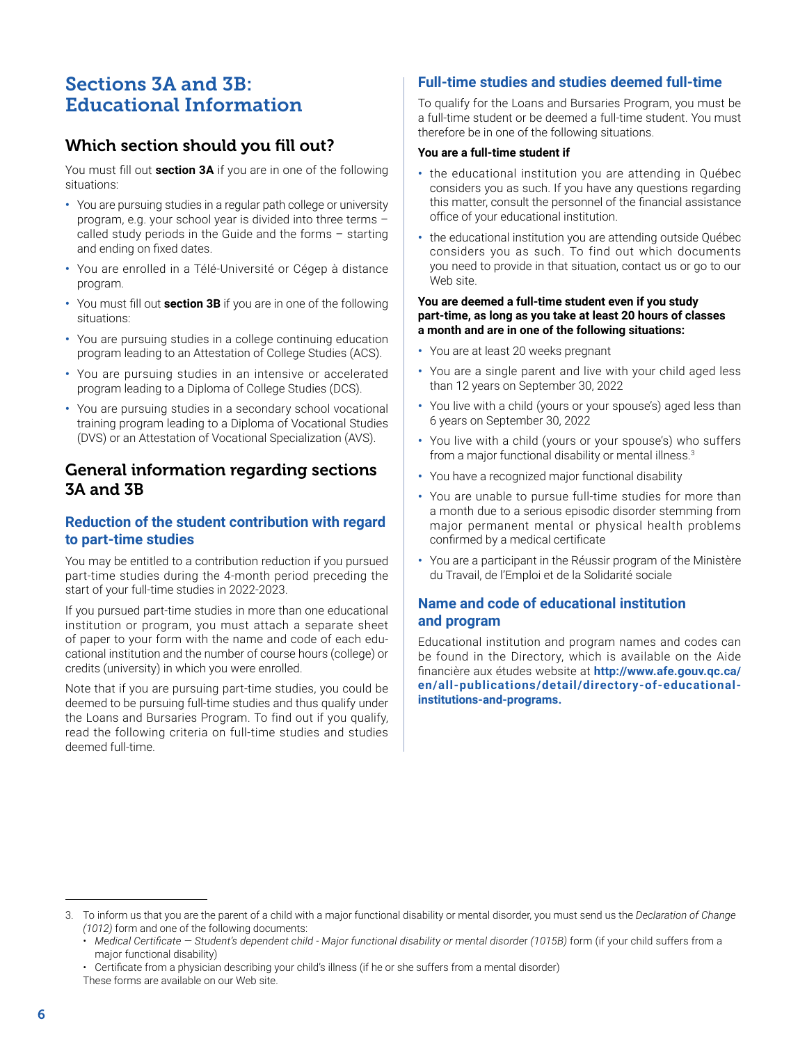# Sections 3A and 3B: Educational Information

## Which section should you fill out?

You must fill out **section 3A** if you are in one of the following situations:

- You are pursuing studies in a regular path college or university program, e.g. your school year is divided into three terms – called study periods in the Guide and the forms – starting and ending on fixed dates.
- You are enrolled in a Télé-Université or Cégep à distance program.
- You must fill out **section 3B** if you are in one of the following situations:
- You are pursuing studies in a college continuing education program leading to an Attestation of College Studies (ACS).
- You are pursuing studies in an intensive or accelerated program leading to a Diploma of College Studies (DCS).
- You are pursuing studies in a secondary school vocational training program leading to a Diploma of Vocational Studies (DVS) or an Attestation of Vocational Specialization (AVS).

## General information regarding sections 3A and 3B

### Reduction of the student contribution with regard to part-time studies

You may be entitled to a contribution reduction if you pursued part-time studies during the 4-month period preceding the start of your full-time studies in 2022-2023.

If you pursued part-time studies in more than one educational institution or program, you must attach a separate sheet of paper to your form with the name and code of each educational institution and the number of course hours (college) or credits (university) in which you were enrolled.

Note that if you are pursuing part-time studies, you could be deemed to be pursuing full-time studies and thus qualify under the Loans and Bursaries Program. To find out if you qualify, read the following criteria on full-time studies and studies deemed full-time.

### Full-time studies and studies deemed full-time

To qualify for the Loans and Bursaries Program, you must be a full-time student or be deemed a full-time student. You must therefore be in one of the following situations.

**You are a full-time student if**

- the educational institution you are attending in Québec considers you as such. If you have any questions regarding this matter, consult the personnel of the financial assistance office of your educational institution.
- the educational institution you are attending outside Québec considers you as such. To find out which documents you need to provide in that situation, contact us or go to our Web site.

**You are deemed a full-time student even if you study part-time, as long as you take at least 20 hours of classes a month and are in one of the following situations:**

- You are at least 20 weeks pregnant
- You are a single parent and live with your child aged less than 12 years on September 30, 2022
- You live with a child (yours or your spouse's) aged less than 6 years on September 30, 2022
- You live with a child (yours or your spouse's) who suffers from a major functional disability or mental illness.[3]
- You have a recognized major functional disability
- You are unable to pursue full-time studies for more than a month due to a serious episodic disorder stemming from major permanent mental or physical health problems confirmed by a medical certificate
- You are a participant in the Réussir program of the Ministère du Travail, de l'Emploi et de la Solidarité sociale

### Name and code of educational institution and program

Educational institution and program names and codes can be found in the Directory, which is available on the Aide financière aux études website at **http://www.afe.gouv.qc.ca/en/all-publications/detail/directory-of-educational-institutions-and-programs.**

---

3. To inform us that you are the parent of a child with a major functional disability or mental disorder, you must send us the *Declaration of Change (1012)* form and one of the following documents:
   - *Medical Certificate — Student's dependent child - Major functional disability or mental disorder (1015B)* form (if your child suffers from a major functional disability)
   - Certificate from a physician describing your child's illness (if he or she suffers from a mental disorder)

   These forms are available on our Web site.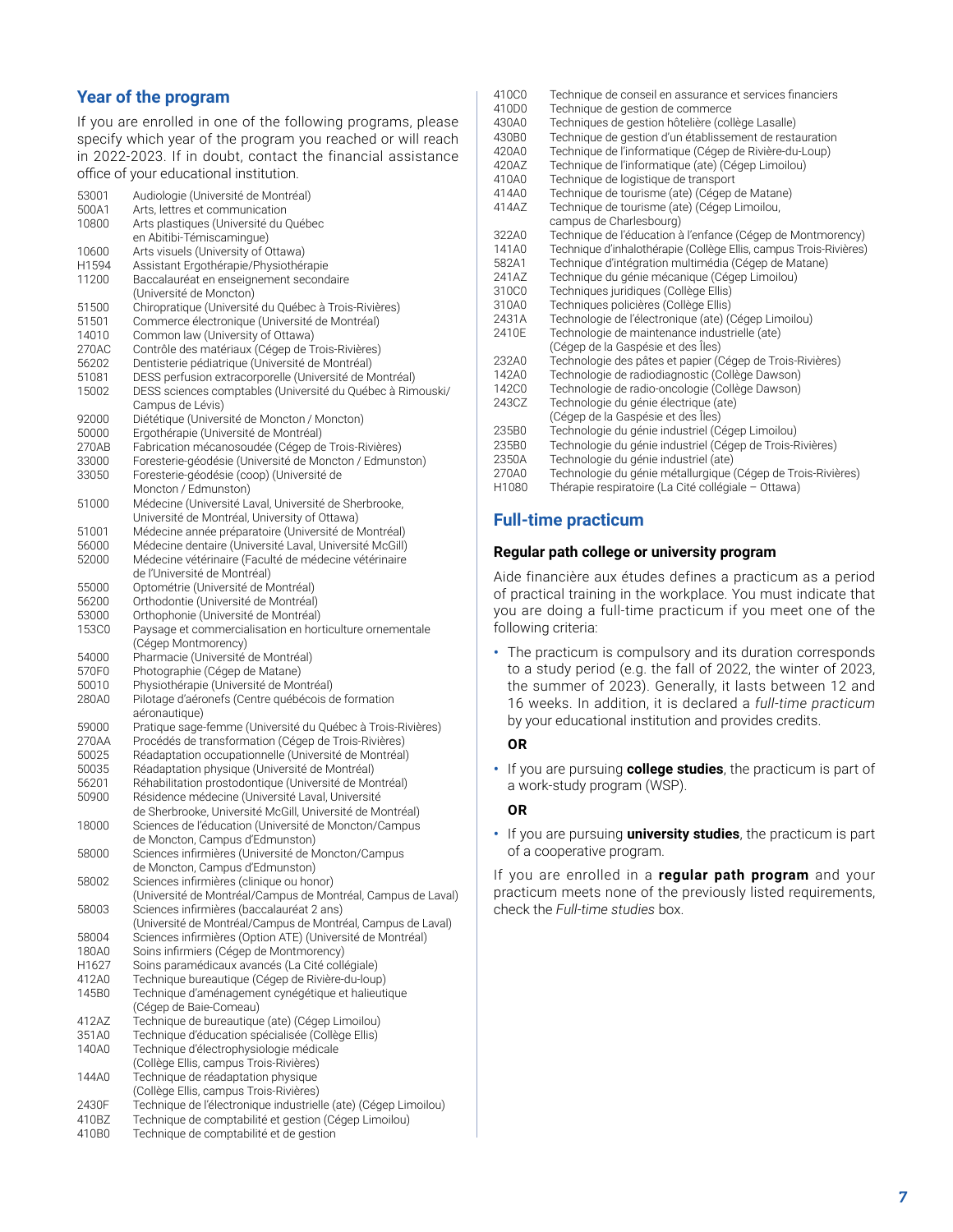## Year of the program

If you are enrolled in one of the following programs, please specify which year of the program you reached or will reach in 2022-2023. If in doubt, contact the financial assistance office of your educational institution.

| | |
|---|---|
| 53001 | Audiologie (Université de Montréal) |
| 500A1 | Arts, lettres et communication |
| 10800 | Arts plastiques (Université du Québec en Abitibi-Témiscamingue) |
| 10600 | Arts visuels (University of Ottawa) |
| H1594 | Assistant Ergothérapie/Physiothérapie |
| 11200 | Baccalauréat en enseignement secondaire (Université de Moncton) |
| 51500 | Chiropratique (Université du Québec à Trois-Rivières) |
| 51501 | Commerce électronique (Université de Montréal) |
| 14010 | Common law (University of Ottawa) |
| 270AC | Contrôle des matériaux (Cégep de Trois-Rivières) |
| 56202 | Dentisterie pédiatrique (Université de Montréal) |
| 51081 | DESS perfusion extracorporelle (Université de Montréal) |
| 15002 | DESS sciences comptables (Université du Québec à Rimouski/ Campus de Lévis) |
| 92000 | Diététique (Université de Moncton / Moncton) |
| 50000 | Ergothérapie (Université de Montréal) |
| 270AB | Fabrication mécanosoudée (Cégep de Trois-Rivières) |
| 33000 | Foresterie-géodésie (Université de Moncton / Edmunston) |
| 33050 | Foresterie-géodésie (coop) (Université de Moncton / Edmunston) |
| 51000 | Médecine (Université Laval, Université de Sherbrooke, Université de Montréal, University of Ottawa) |
| 51001 | Médecine année préparatoire (Université de Montréal) |
| 56000 | Médecine dentaire (Université Laval, Université McGill) |
| 52000 | Médecine vétérinaire (Faculté de médecine vétérinaire de l'Université de Montréal) |
| 55000 | Optométrie (Université de Montréal) |
| 56200 | Orthodontie (Université de Montréal) |
| 53000 | Orthophonie (Université de Montréal) |
| 153C0 | Paysage et commercialisation en horticulture ornementale (Cégep Montmorency) |
| 54000 | Pharmacie (Université de Montréal) |
| 570F0 | Photographie (Cégep de Matane) |
| 50010 | Physiothérapie (Université de Montréal) |
| 280A0 | Pilotage d'aéronefs (Centre québécois de formation aéronautique) |
| 59000 | Pratique sage-femme (Université du Québec à Trois-Rivières) |
| 270AA | Procédés de transformation (Cégep de Trois-Rivières) |
| 50025 | Réadaptation occupationnelle (Université de Montréal) |
| 50035 | Réadaptation physique (Université de Montréal) |
| 56201 | Réhabilitation prostodontique (Université de Montréal) |
| 50900 | Résidence médecine (Université Laval, Université de Sherbrooke, Université McGill, Université de Montréal) |
| 18000 | Sciences de l'éducation (Université de Moncton/Campus de Moncton, Campus d'Edmunston) |
| 58000 | Sciences infirmières (Université de Moncton/Campus de Moncton, Campus d'Edmunston) |
| 58002 | Sciences infirmières (clinique ou honor) (Université de Montréal/Campus de Montréal, Campus de Laval) |
| 58003 | Sciences infirmières (baccalauréat 2 ans) (Université de Montréal/Campus de Montréal, Campus de Laval) |
| 58004 | Sciences infirmières (Option ATE) (Université de Montréal) |
| 180A0 | Soins infirmiers (Cégep de Montmorency) |
| H1627 | Soins paramédicaux avancés (La Cité collégiale) |
| 412A0 | Technique bureautique (Cégep de Rivière-du-loup) |
| 145B0 | Technique d'aménagement cynégétique et halieutique (Cégep de Baie-Comeau) |
| 412AZ | Technique de bureautique (ate) (Cégep Limoilou) |
| 351A0 | Technique d'éducation spécialisée (Collège Ellis) |
| 140A0 | Technique d'électrophysiologie médicale (Collège Ellis, campus Trois-Rivières) |
| 144A0 | Technique de réadaptation physique (Collège Ellis, campus Trois-Rivières) |
| 2430F | Technique de l'électronique industrielle (ate) (Cégep Limoilou) |
| 410BZ | Technique de comptabilité et gestion (Cégep Limoilou) |
| 410B0 | Technique de comptabilité et de gestion |
| 410C0 | Technique de conseil en assurance et services financiers |
| 410D0 | Technique de gestion de commerce |
| 430A0 | Techniques de gestion hôtelière (collège Lasalle) |
| 430B0 | Technique de gestion d'un établissement de restauration |
| 420A0 | Technique de l'informatique (Cégep de Rivière-du-Loup) |
| 420AZ | Technique de l'informatique (ate) (Cégep Limoilou) |
| 410A0 | Technique de logistique de transport |
| 414A0 | Technique de tourisme (ate) (Cégep de Matane) |
| 414AZ | Technique de tourisme (ate) (Cégep Limoilou, campus de Charlesbourg) |
| 322A0 | Technique de l'éducation à l'enfance (Cégep de Montmorency) |
| 141A0 | Technique d'inhalothérapie (Collège Ellis, campus Trois-Rivières) |
| 582A1 | Technique d'intégration multimédia (Cégep de Matane) |
| 241AZ | Technique du génie mécanique (Cégep Limoilou) |
| 310C0 | Techniques juridiques (Collège Ellis) |
| 310A0 | Techniques policières (Collège Ellis) |
| 2431A | Technologie de l'électronique (ate) (Cégep Limoilou) |
| 2410E | Technologie de maintenance industrielle (ate) (Cégep de la Gaspésie et des Îles) |
| 232A0 | Technologie des pâtes et papier (Cégep de Trois-Rivières) |
| 142A0 | Technologie de radiodiagnostic (Collège Dawson) |
| 142C0 | Technologie de radio-oncologie (Collège Dawson) |
| 243CZ | Technologie du génie électrique (ate) (Cégep de la Gaspésie et des Îles) |
| 235B0 | Technologie du génie industriel (Cégep Limoilou) |
| 235B0 | Technologie du génie industriel (Cégep de Trois-Rivières) |
| 2350A | Technologie du génie industriel (ate) |
| 270A0 | Technologie du génie métallurgique (Cégep de Trois-Rivières) |
| H1080 | Thérapie respiratoire (La Cité collégiale – Ottawa) |

## Full-time practicum

### Regular path college or university program

Aide financière aux études defines a practicum as a period of practical training in the workplace. You must indicate that you are doing a full-time practicum if you meet one of the following criteria:

- The practicum is compulsory and its duration corresponds to a study period (e.g. the fall of 2022, the winter of 2023, the summer of 2023). Generally, it lasts between 12 and 16 weeks. In addition, it is declared a *full-time practicum* by your educational institution and provides credits.

**OR**

- If you are pursuing **college studies**, the practicum is part of a work-study program (WSP).

**OR**

- If you are pursuing **university studies**, the practicum is part of a cooperative program.

If you are enrolled in a **regular path program** and your practicum meets none of the previously listed requirements, check the *Full-time studies* box.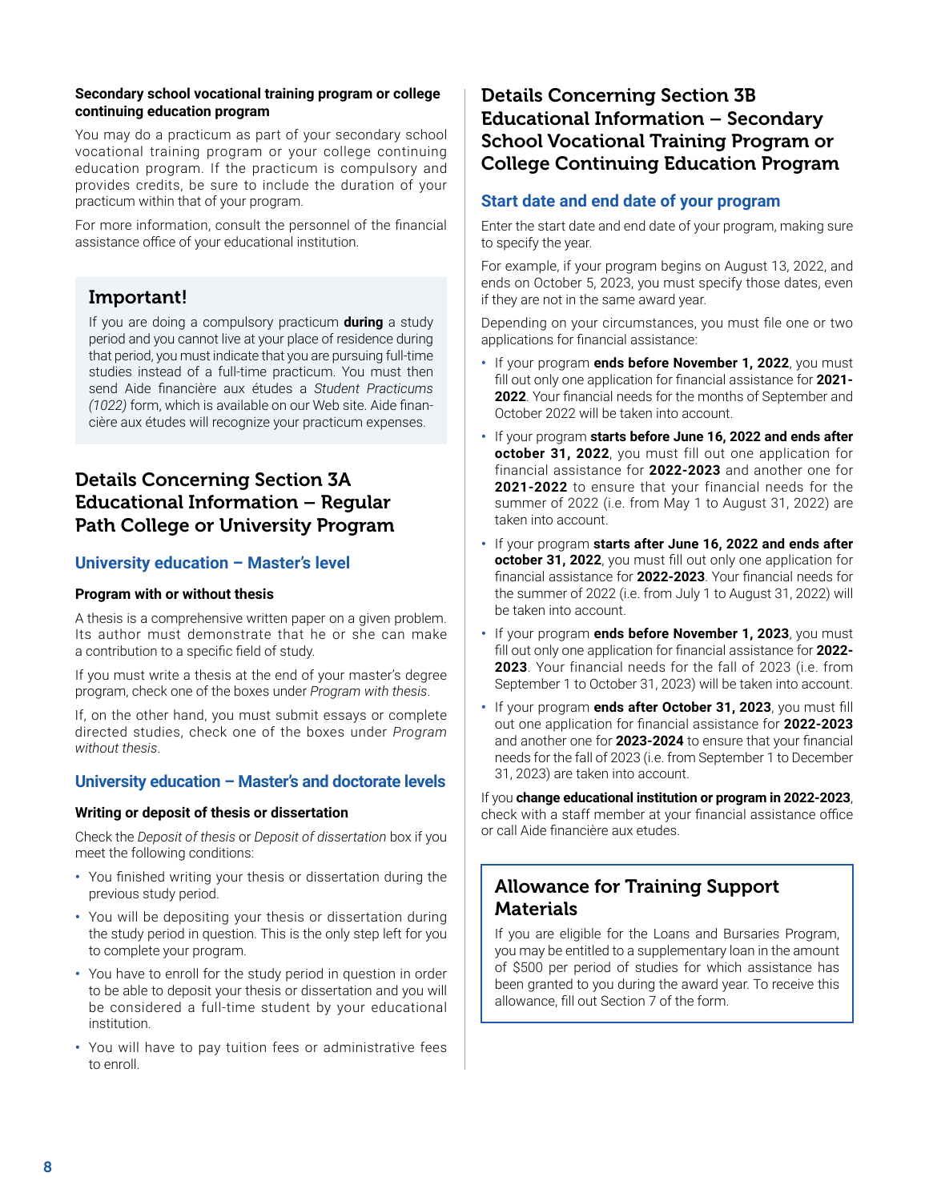**Secondary school vocational training program or college continuing education program**

You may do a practicum as part of your secondary school vocational training program or your college continuing education program. If the practicum is compulsory and provides credits, be sure to include the duration of your practicum within that of your program.

For more information, consult the personnel of the financial assistance office of your educational institution.

### Important!

If you are doing a compulsory practicum **during** a study period and you cannot live at your place of residence during that period, you must indicate that you are pursuing full-time studies instead of a full-time practicum. You must then send Aide financière aux études a *Student Practicums (1022)* form, which is available on our Web site. Aide financière aux études will recognize your practicum expenses.

## Details Concerning Section 3A Educational Information – Regular Path College or University Program

### University education – Master's level

**Program with or without thesis**

A thesis is a comprehensive written paper on a given problem. Its author must demonstrate that he or she can make a contribution to a specific field of study.

If you must write a thesis at the end of your master's degree program, check one of the boxes under *Program with thesis*.

If, on the other hand, you must submit essays or complete directed studies, check one of the boxes under *Program without thesis*.

### University education – Master's and doctorate levels

**Writing or deposit of thesis or dissertation**

Check the *Deposit of thesis* or *Deposit of dissertation* box if you meet the following conditions:

- You finished writing your thesis or dissertation during the previous study period.
- You will be depositing your thesis or dissertation during the study period in question. This is the only step left for you to complete your program.
- You have to enroll for the study period in question in order to be able to deposit your thesis or dissertation and you will be considered a full-time student by your educational institution.
- You will have to pay tuition fees or administrative fees to enroll.

## Details Concerning Section 3B Educational Information – Secondary School Vocational Training Program or College Continuing Education Program

### Start date and end date of your program

Enter the start date and end date of your program, making sure to specify the year.

For example, if your program begins on August 13, 2022, and ends on October 5, 2023, you must specify those dates, even if they are not in the same award year.

Depending on your circumstances, you must file one or two applications for financial assistance:

- If your program **ends before November 1, 2022**, you must fill out only one application for financial assistance for **2021-2022**. Your financial needs for the months of September and October 2022 will be taken into account.
- If your program **starts before June 16, 2022 and ends after october 31, 2022**, you must fill out one application for financial assistance for **2022-2023** and another one for **2021-2022** to ensure that your financial needs for the summer of 2022 (i.e. from May 1 to August 31, 2022) are taken into account.
- If your program **starts after June 16, 2022 and ends after october 31, 2022**, you must fill out only one application for financial assistance for **2022-2023**. Your financial needs for the summer of 2022 (i.e. from July 1 to August 31, 2022) will be taken into account.
- If your program **ends before November 1, 2023**, you must fill out only one application for financial assistance for **2022-2023**. Your financial needs for the fall of 2023 (i.e. from September 1 to October 31, 2023) will be taken into account.
- If your program **ends after October 31, 2023**, you must fill out one application for financial assistance for **2022-2023** and another one for **2023-2024** to ensure that your financial needs for the fall of 2023 (i.e. from September 1 to December 31, 2023) are taken into account.

If you **change educational institution or program in 2022-2023**, check with a staff member at your financial assistance office or call Aide financière aux etudes.

### Allowance for Training Support Materials

If you are eligible for the Loans and Bursaries Program, you may be entitled to a supplementary loan in the amount of $500 per period of studies for which assistance has been granted to you during the award year. To receive this allowance, fill out Section 7 of the form.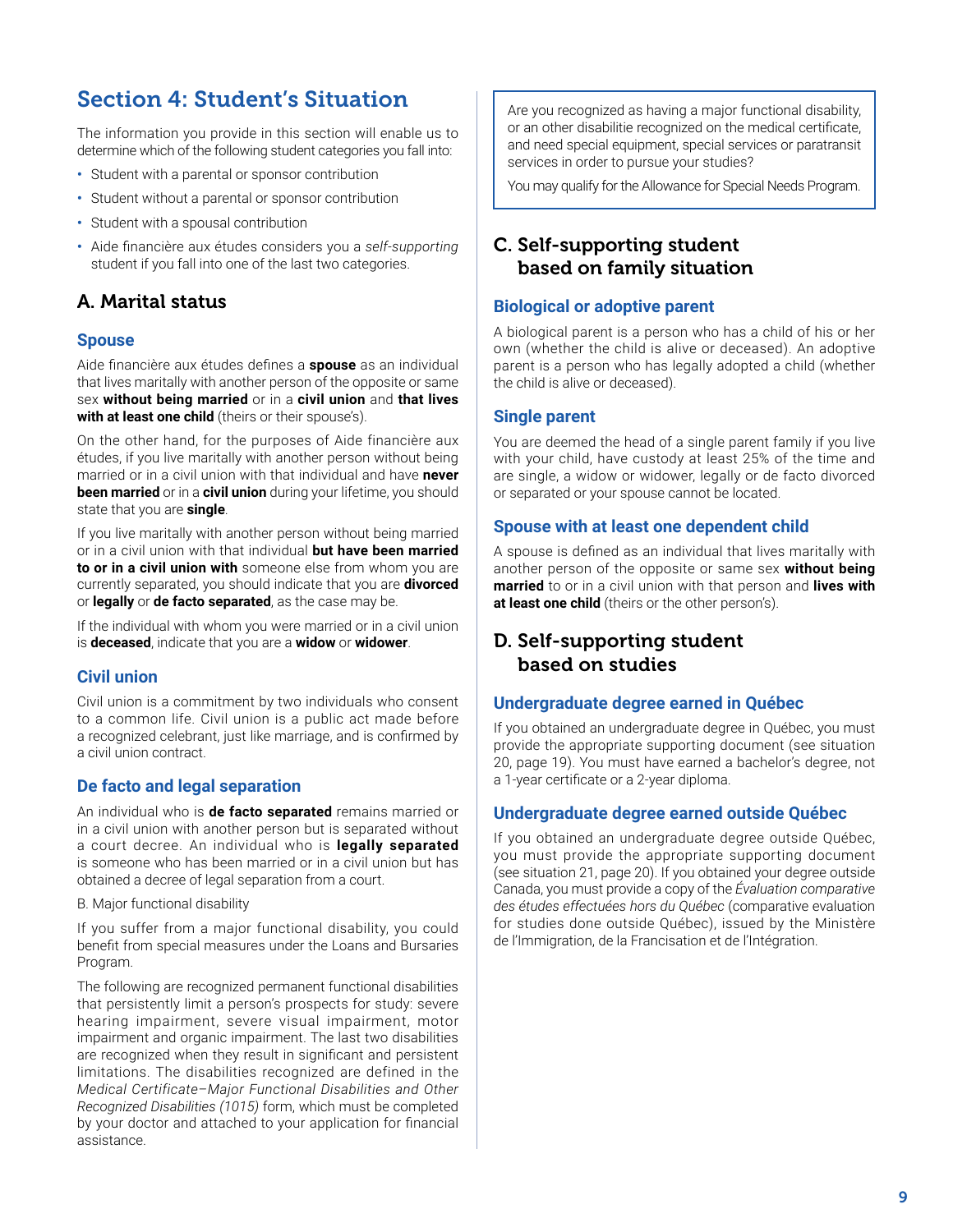# Section 4: Student's Situation

The information you provide in this section will enable us to determine which of the following student categories you fall into:

- Student with a parental or sponsor contribution
- Student without a parental or sponsor contribution
- Student with a spousal contribution
- Aide financière aux études considers you a *self-supporting* student if you fall into one of the last two categories.

## A. Marital status

### Spouse

Aide financière aux études defines a **spouse** as an individual that lives maritally with another person of the opposite or same sex **without being married** or in a **civil union** and **that lives with at least one child** (theirs or their spouse's).

On the other hand, for the purposes of Aide financière aux études, if you live maritally with another person without being married or in a civil union with that individual and have **never been married** or in a **civil union** during your lifetime, you should state that you are **single**.

If you live maritally with another person without being married or in a civil union with that individual **but have been married to or in a civil union with** someone else from whom you are currently separated, you should indicate that you are **divorced** or **legally** or **de facto separated**, as the case may be.

If the individual with whom you were married or in a civil union is **deceased**, indicate that you are a **widow** or **widower**.

### Civil union

Civil union is a commitment by two individuals who consent to a common life. Civil union is a public act made before a recognized celebrant, just like marriage, and is confirmed by a civil union contract.

### De facto and legal separation

An individual who is **de facto separated** remains married or in a civil union with another person but is separated without a court decree. An individual who is **legally separated** is someone who has been married or in a civil union but has obtained a decree of legal separation from a court.

B. Major functional disability

If you suffer from a major functional disability, you could benefit from special measures under the Loans and Bursaries Program.

The following are recognized permanent functional disabilities that persistently limit a person's prospects for study: severe hearing impairment, severe visual impairment, motor impairment and organic impairment. The last two disabilities are recognized when they result in significant and persistent limitations. The disabilities recognized are defined in the *Medical Certificate–Major Functional Disabilities and Other Recognized Disabilities (1015)* form, which must be completed by your doctor and attached to your application for financial assistance.

> Are you recognized as having a major functional disability, or an other disabilitie recognized on the medical certificate, and need special equipment, special services or paratransit services in order to pursue your studies?
>
> You may qualify for the Allowance for Special Needs Program.

## C. Self-supporting student based on family situation

### Biological or adoptive parent

A biological parent is a person who has a child of his or her own (whether the child is alive or deceased). An adoptive parent is a person who has legally adopted a child (whether the child is alive or deceased).

### Single parent

You are deemed the head of a single parent family if you live with your child, have custody at least 25% of the time and are single, a widow or widower, legally or de facto divorced or separated or your spouse cannot be located.

### Spouse with at least one dependent child

A spouse is defined as an individual that lives maritally with another person of the opposite or same sex **without being married** to or in a civil union with that person and **lives with at least one child** (theirs or the other person's).

## D. Self-supporting student based on studies

### Undergraduate degree earned in Québec

If you obtained an undergraduate degree in Québec, you must provide the appropriate supporting document (see situation 20, page 19). You must have earned a bachelor's degree, not a 1-year certificate or a 2-year diploma.

### Undergraduate degree earned outside Québec

If you obtained an undergraduate degree outside Québec, you must provide the appropriate supporting document (see situation 21, page 20). If you obtained your degree outside Canada, you must provide a copy of the *Évaluation comparative des études effectuées hors du Québec* (comparative evaluation for studies done outside Québec), issued by the Ministère de l'Immigration, de la Francisation et de l'Intégration.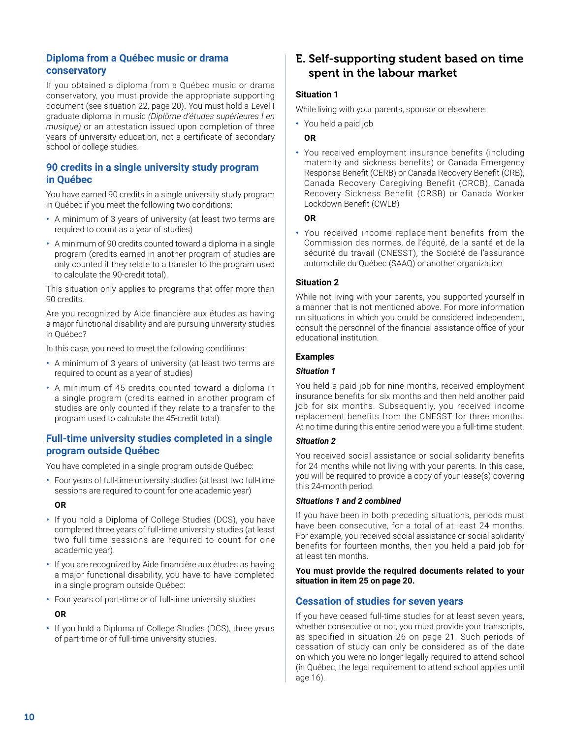### Diploma from a Québec music or drama conservatory

If you obtained a diploma from a Québec music or drama conservatory, you must provide the appropriate supporting document (see situation 22, page 20). You must hold a Level I graduate diploma in music *(Diplôme d'études supérieures I en musique)* or an attestation issued upon completion of three years of university education, not a certificate of secondary school or college studies.

### 90 credits in a single university study program in Québec

You have earned 90 credits in a single university study program in Québec if you meet the following two conditions:

- A minimum of 3 years of university (at least two terms are required to count as a year of studies)
- A minimum of 90 credits counted toward a diploma in a single program (credits earned in another program of studies are only counted if they relate to a transfer to the program used to calculate the 90-credit total).

This situation only applies to programs that offer more than 90 credits.

Are you recognized by Aide financière aux études as having a major functional disability and are pursuing university studies in Québec?

In this case, you need to meet the following conditions:

- A minimum of 3 years of university (at least two terms are required to count as a year of studies)
- A minimum of 45 credits counted toward a diploma in a single program (credits earned in another program of studies are only counted if they relate to a transfer to the program used to calculate the 45-credit total).

### Full-time university studies completed in a single program outside Québec

You have completed in a single program outside Québec:

- Four years of full-time university studies (at least two full-time sessions are required to count for one academic year)

  **OR**

- If you hold a Diploma of College Studies (DCS), you have completed three years of full-time university studies (at least two full-time sessions are required to count for one academic year).
- If you are recognized by Aide financière aux études as having a major functional disability, you have to have completed in a single program outside Québec:
- Four years of part-time or of full-time university studies

  **OR**

- If you hold a Diploma of College Studies (DCS), three years of part-time or of full-time university studies.

## E. Self-supporting student based on time spent in the labour market

**Situation 1**

While living with your parents, sponsor or elsewhere:

- You held a paid job

  **OR**

- You received employment insurance benefits (including maternity and sickness benefits) or Canada Emergency Response Benefit (CERB) or Canada Recovery Benefit (CRB), Canada Recovery Caregiving Benefit (CRCB), Canada Recovery Sickness Benefit (CRSB) or Canada Worker Lockdown Benefit (CWLB)

  **OR**

- You received income replacement benefits from the Commission des normes, de l'équité, de la santé et de la sécurité du travail (CNESST), the Société de l'assurance automobile du Québec (SAAQ) or another organization

**Situation 2**

While not living with your parents, you supported yourself in a manner that is not mentioned above. For more information on situations in which you could be considered independent, consult the personnel of the financial assistance office of your educational institution.

**Examples**

***Situation 1***

You held a paid job for nine months, received employment insurance benefits for six months and then held another paid job for six months. Subsequently, you received income replacement benefits from the CNESST for three months. At no time during this entire period were you a full-time student.

***Situation 2***

You received social assistance or social solidarity benefits for 24 months while not living with your parents. In this case, you will be required to provide a copy of your lease(s) covering this 24-month period.

***Situations 1 and 2 combined***

If you have been in both preceding situations, periods must have been consecutive, for a total of at least 24 months. For example, you received social assistance or social solidarity benefits for fourteen months, then you held a paid job for at least ten months.

**You must provide the required documents related to your situation in item 25 on page 20.**

### Cessation of studies for seven years

If you have ceased full-time studies for at least seven years, whether consecutive or not, you must provide your transcripts, as specified in situation 26 on page 21. Such periods of cessation of study can only be considered as of the date on which you were no longer legally required to attend school (in Québec, the legal requirement to attend school applies until age 16).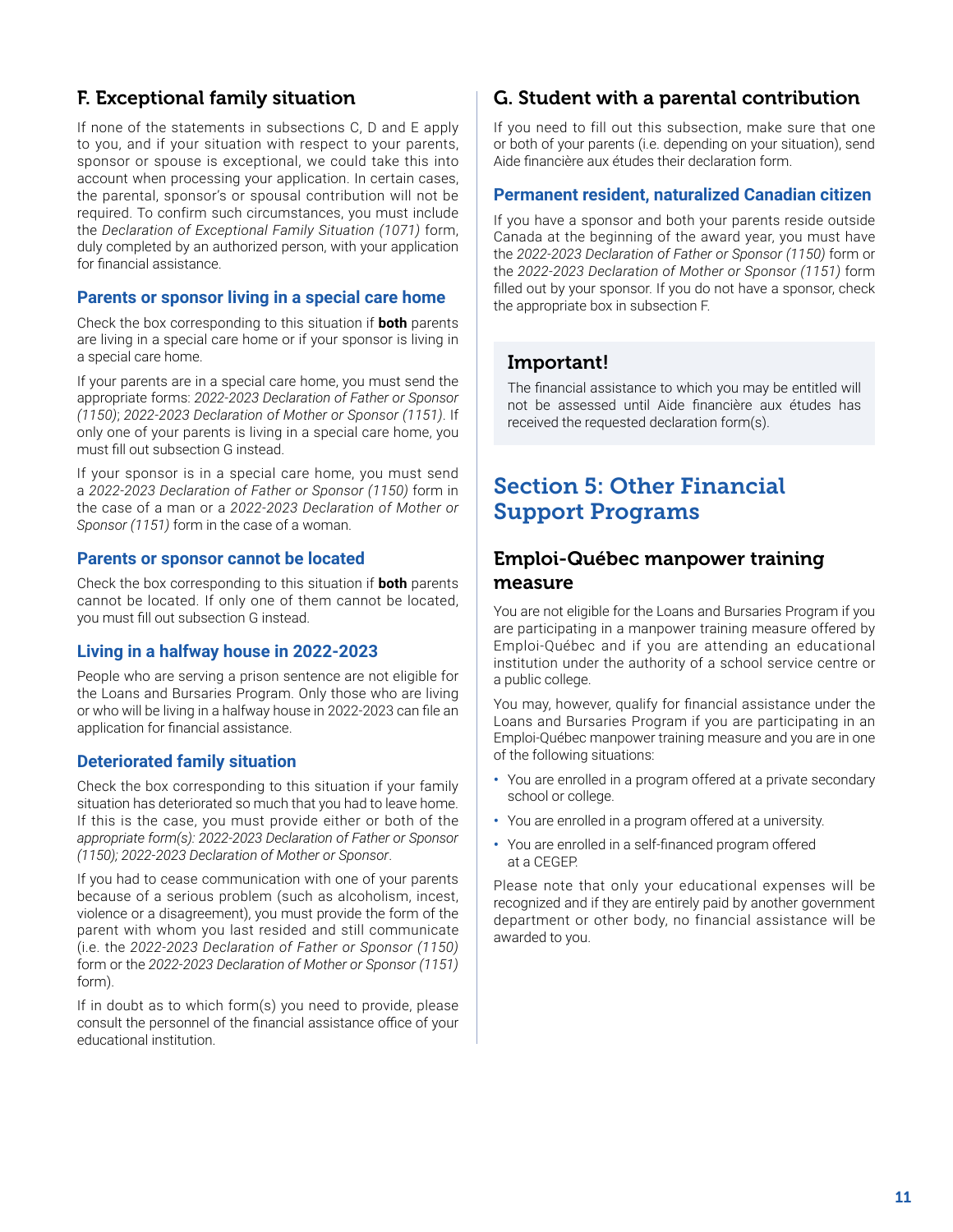## F. Exceptional family situation

If none of the statements in subsections C, D and E apply to you, and if your situation with respect to your parents, sponsor or spouse is exceptional, we could take this into account when processing your application. In certain cases, the parental, sponsor's or spousal contribution will not be required. To confirm such circumstances, you must include the *Declaration of Exceptional Family Situation (1071)* form, duly completed by an authorized person, with your application for financial assistance.

### Parents or sponsor living in a special care home

Check the box corresponding to this situation if **both** parents are living in a special care home or if your sponsor is living in a special care home.

If your parents are in a special care home, you must send the appropriate forms: *2022-2023 Declaration of Father or Sponsor (1150)*; *2022-2023 Declaration of Mother or Sponsor (1151)*. If only one of your parents is living in a special care home, you must fill out subsection G instead.

If your sponsor is in a special care home, you must send a *2022-2023 Declaration of Father or Sponsor (1150)* form in the case of a man or a *2022-2023 Declaration of Mother or Sponsor (1151)* form in the case of a woman.

### Parents or sponsor cannot be located

Check the box corresponding to this situation if **both** parents cannot be located. If only one of them cannot be located, you must fill out subsection G instead.

### Living in a halfway house in 2022-2023

People who are serving a prison sentence are not eligible for the Loans and Bursaries Program. Only those who are living or who will be living in a halfway house in 2022-2023 can file an application for financial assistance.

### Deteriorated family situation

Check the box corresponding to this situation if your family situation has deteriorated so much that you had to leave home. If this is the case, you must provide either or both of the *appropriate form(s): 2022-2023 Declaration of Father or Sponsor (1150); 2022-2023 Declaration of Mother or Sponsor*.

If you had to cease communication with one of your parents because of a serious problem (such as alcoholism, incest, violence or a disagreement), you must provide the form of the parent with whom you last resided and still communicate (i.e. the *2022-2023 Declaration of Father or Sponsor (1150)* form or the *2022-2023 Declaration of Mother or Sponsor (1151)* form).

If in doubt as to which form(s) you need to provide, please consult the personnel of the financial assistance office of your educational institution.

## G. Student with a parental contribution

If you need to fill out this subsection, make sure that one or both of your parents (i.e. depending on your situation), send Aide financière aux études their declaration form.

### Permanent resident, naturalized Canadian citizen

If you have a sponsor and both your parents reside outside Canada at the beginning of the award year, you must have the *2022-2023 Declaration of Father or Sponsor (1150)* form or the *2022-2023 Declaration of Mother or Sponsor (1151)* form filled out by your sponsor. If you do not have a sponsor, check the appropriate box in subsection F.

### Important!

The financial assistance to which you may be entitled will not be assessed until Aide financière aux études has received the requested declaration form(s).

# Section 5: Other Financial Support Programs

## Emploi-Québec manpower training measure

You are not eligible for the Loans and Bursaries Program if you are participating in a manpower training measure offered by Emploi-Québec and if you are attending an educational institution under the authority of a school service centre or a public college.

You may, however, qualify for financial assistance under the Loans and Bursaries Program if you are participating in an Emploi-Québec manpower training measure and you are in one of the following situations:

- You are enrolled in a program offered at a private secondary school or college.
- You are enrolled in a program offered at a university.
- You are enrolled in a self-financed program offered at a CEGEP.

Please note that only your educational expenses will be recognized and if they are entirely paid by another government department or other body, no financial assistance will be awarded to you.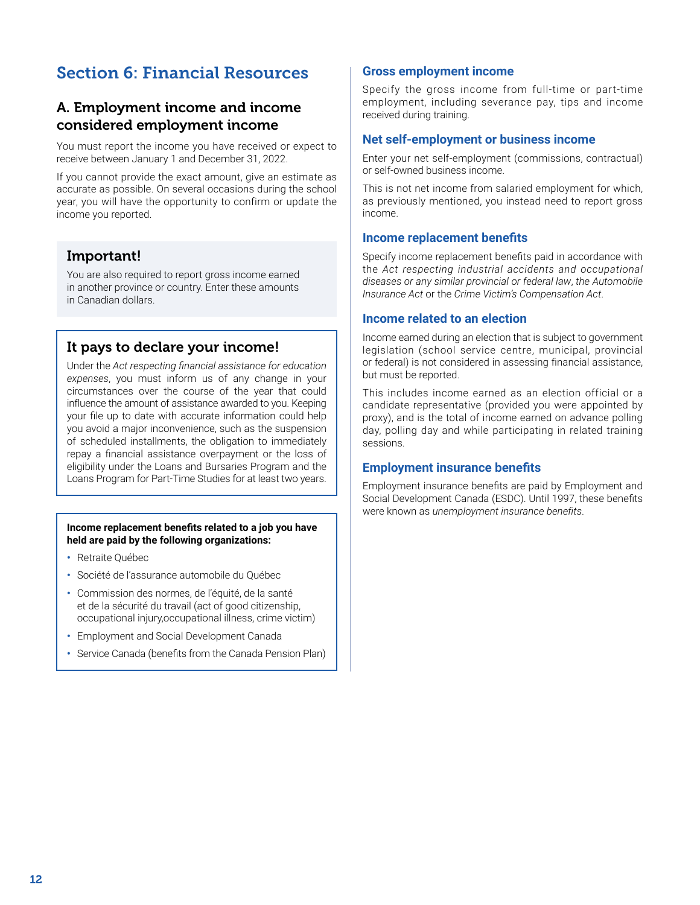# Section 6: Financial Resources

## A. Employment income and income considered employment income

You must report the income you have received or expect to receive between January 1 and December 31, 2022.

If you cannot provide the exact amount, give an estimate as accurate as possible. On several occasions during the school year, you will have the opportunity to confirm or update the income you reported.

### Important!

You are also required to report gross income earned in another province or country. Enter these amounts in Canadian dollars.

### It pays to declare your income!

Under the *Act respecting financial assistance for education expenses*, you must inform us of any change in your circumstances over the course of the year that could influence the amount of assistance awarded to you. Keeping your file up to date with accurate information could help you avoid a major inconvenience, such as the suspension of scheduled installments, the obligation to immediately repay a financial assistance overpayment or the loss of eligibility under the Loans and Bursaries Program and the Loans Program for Part-Time Studies for at least two years.

**Income replacement benefits related to a job you have held are paid by the following organizations:**

- Retraite Québec
- Société de l'assurance automobile du Québec
- Commission des normes, de l'équité, de la santé et de la sécurité du travail (act of good citizenship, occupational injury,occupational illness, crime victim)
- Employment and Social Development Canada
- Service Canada (benefits from the Canada Pension Plan)

### Gross employment income

Specify the gross income from full-time or part-time employment, including severance pay, tips and income received during training.

### Net self-employment or business income

Enter your net self-employment (commissions, contractual) or self-owned business income.

This is not net income from salaried employment for which, as previously mentioned, you instead need to report gross income.

### Income replacement benefits

Specify income replacement benefits paid in accordance with the *Act respecting industrial accidents and occupational diseases or any similar provincial or federal law*, the *Automobile Insurance Act* or the *Crime Victim's Compensation Act*.

### Income related to an election

Income earned during an election that is subject to government legislation (school service centre, municipal, provincial or federal) is not considered in assessing financial assistance, but must be reported.

This includes income earned as an election official or a candidate representative (provided you were appointed by proxy), and is the total of income earned on advance polling day, polling day and while participating in related training sessions.

### Employment insurance benefits

Employment insurance benefits are paid by Employment and Social Development Canada (ESDC). Until 1997, these benefits were known as *unemployment insurance benefits*.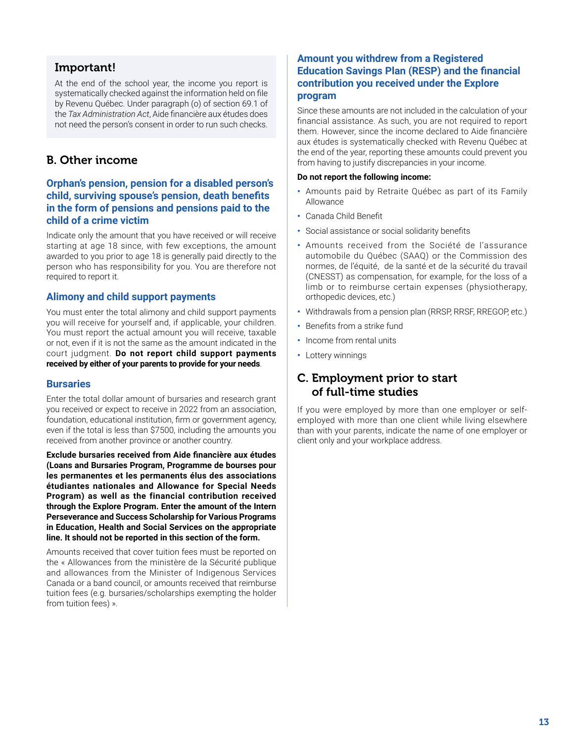## Important!

At the end of the school year, the income you report is systematically checked against the information held on file by Revenu Québec. Under paragraph (o) of section 69.1 of the *Tax Administration Act*, Aide financière aux études does not need the person's consent in order to run such checks.

## B. Other income

### Orphan's pension, pension for a disabled person's child, surviving spouse's pension, death benefits in the form of pensions and pensions paid to the child of a crime victim

Indicate only the amount that you have received or will receive starting at age 18 since, with few exceptions, the amount awarded to you prior to age 18 is generally paid directly to the person who has responsibility for you. You are therefore not required to report it.

### Alimony and child support payments

You must enter the total alimony and child support payments you will receive for yourself and, if applicable, your children. You must report the actual amount you will receive, taxable or not, even if it is not the same as the amount indicated in the court judgment. **Do not report child support payments received by either of your parents to provide for your needs**.

### Bursaries

Enter the total dollar amount of bursaries and research grant you received or expect to receive in 2022 from an association, foundation, educational institution, firm or government agency, even if the total is less than $7500, including the amounts you received from another province or another country.

**Exclude bursaries received from Aide financière aux études (Loans and Bursaries Program, Programme de bourses pour les permanentes et les permanents élus des associations étudiantes nationales and Allowance for Special Needs Program) as well as the financial contribution received through the Explore Program. Enter the amount of the Intern Perseverance and Success Scholarship for Various Programs in Education, Health and Social Services on the appropriate line. It should not be reported in this section of the form.**

Amounts received that cover tuition fees must be reported on the « Allowances from the ministère de la Sécurité publique and allowances from the Minister of Indigenous Services Canada or a band council, or amounts received that reimburse tuition fees (e.g. bursaries/scholarships exempting the holder from tuition fees) ».

### Amount you withdrew from a Registered Education Savings Plan (RESP) and the financial contribution you received under the Explore program

Since these amounts are not included in the calculation of your financial assistance. As such, you are not required to report them. However, since the income declared to Aide financière aux études is systematically checked with Revenu Québec at the end of the year, reporting these amounts could prevent you from having to justify discrepancies in your income.

**Do not report the following income:**

- Amounts paid by Retraite Québec as part of its Family Allowance
- Canada Child Benefit
- Social assistance or social solidarity benefits
- Amounts received from the Société de l'assurance automobile du Québec (SAAQ) or the Commission des normes, de l'équité, de la santé et de la sécurité du travail (CNESST) as compensation, for example, for the loss of a limb or to reimburse certain expenses (physiotherapy, orthopedic devices, etc.)
- Withdrawals from a pension plan (RRSP, RRSF, RREGOP, etc.)
- Benefits from a strike fund
- Income from rental units
- Lottery winnings

## C. Employment prior to start of full-time studies

If you were employed by more than one employer or self-employed with more than one client while living elsewhere than with your parents, indicate the name of one employer or client only and your workplace address.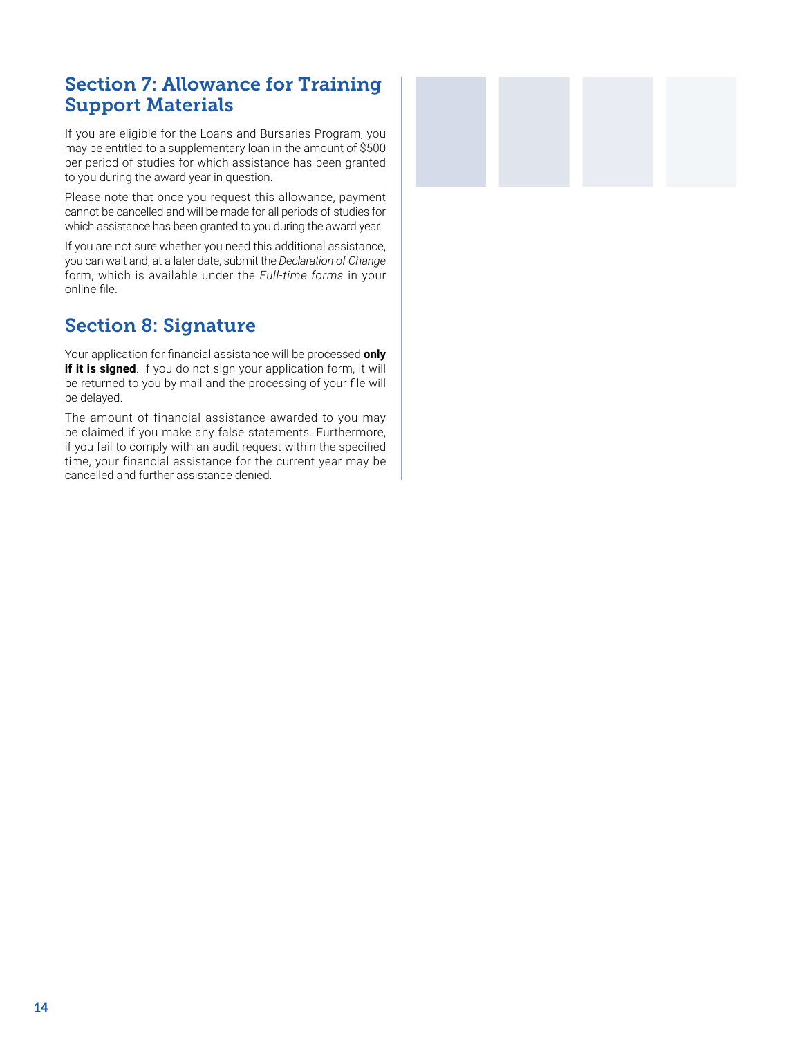## Section 7: Allowance for Training Support Materials

If you are eligible for the Loans and Bursaries Program, you may be entitled to a supplementary loan in the amount of $500 per period of studies for which assistance has been granted to you during the award year in question.

Please note that once you request this allowance, payment cannot be cancelled and will be made for all periods of studies for which assistance has been granted to you during the award year.

If you are not sure whether you need this additional assistance, you can wait and, at a later date, submit the *Declaration of Change* form, which is available under the *Full-time forms* in your online file.

## Section 8: Signature

Your application for financial assistance will be processed **only if it is signed**. If you do not sign your application form, it will be returned to you by mail and the processing of your file will be delayed.

The amount of financial assistance awarded to you may be claimed if you make any false statements. Furthermore, if you fail to comply with an audit request within the specified time, your financial assistance for the current year may be cancelled and further assistance denied.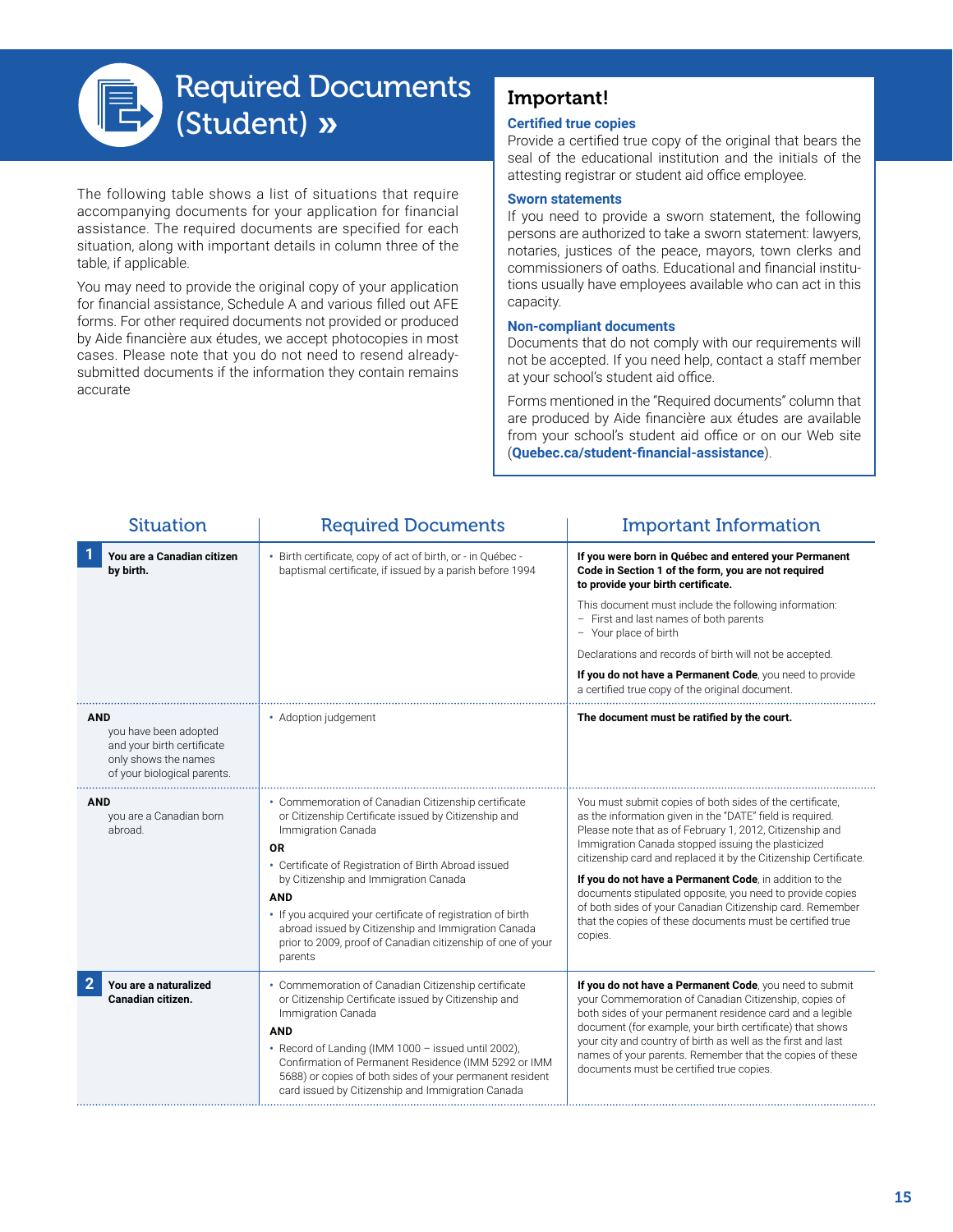# Required Documents (Student) »

The following table shows a list of situations that require accompanying documents for your application for financial assistance. The required documents are specified for each situation, along with important details in column three of the table, if applicable.

You may need to provide the original copy of your application for financial assistance, Schedule A and various filled out AFE forms. For other required documents not provided or produced by Aide financière aux études, we accept photocopies in most cases. Please note that you do not need to resend already-submitted documents if the information they contain remains accurate

## Important!

**Certified true copies**

Provide a certified true copy of the original that bears the seal of the educational institution and the initials of the attesting registrar or student aid office employee.

**Sworn statements**

If you need to provide a sworn statement, the following persons are authorized to take a sworn statement: lawyers, notaries, justices of the peace, mayors, town clerks and commissioners of oaths. Educational and financial institutions usually have employees available who can act in this capacity.

**Non-compliant documents**

Documents that do not comply with our requirements will not be accepted. If you need help, contact a staff member at your school's student aid office.

Forms mentioned in the "Required documents" column that are produced by Aide financière aux études are available from your school's student aid office or on our Web site (**Quebec.ca/student-financial-assistance**).

| Situation | Required Documents | Important Information |
|---|---|---|
| **1** **You are a Canadian citizen by birth.** | • Birth certificate, copy of act of birth, or - in Québec - baptismal certificate, if issued by a parish before 1994 | **If you were born in Québec and entered your Permanent Code in Section 1 of the form, you are not required to provide your birth certificate.**<br><br>This document must include the following information:<br>– First and last names of both parents<br>– Your place of birth<br><br>Declarations and records of birth will not be accepted.<br><br>**If you do not have a Permanent Code**, you need to provide a certified true copy of the original document. |
| **AND** you have been adopted and your birth certificate only shows the names of your biological parents. | • Adoption judgement | **The document must be ratified by the court.** |
| **AND** you are a Canadian born abroad. | • Commemoration of Canadian Citizenship certificate or Citizenship Certificate issued by Citizenship and Immigration Canada<br>**OR**<br>• Certificate of Registration of Birth Abroad issued by Citizenship and Immigration Canada<br>**AND**<br>• If you acquired your certificate of registration of birth abroad issued by Citizenship and Immigration Canada prior to 2009, proof of Canadian citizenship of one of your parents | You must submit copies of both sides of the certificate, as the information given in the "DATE" field is required. Please note that as of February 1, 2012, Citizenship and Immigration Canada stopped issuing the plasticized citizenship card and replaced it by the Citizenship Certificate.<br><br>**If you do not have a Permanent Code**, in addition to the documents stipulated opposite, you need to provide copies of both sides of your Canadian Citizenship card. Remember that the copies of these documents must be certified true copies. |
| **2** **You are a naturalized Canadian citizen.** | • Commemoration of Canadian Citizenship certificate or Citizenship Certificate issued by Citizenship and Immigration Canada<br>**AND**<br>• Record of Landing (IMM 1000 – issued until 2002), Confirmation of Permanent Residence (IMM 5292 or IMM 5688) or copies of both sides of your permanent resident card issued by Citizenship and Immigration Canada | **If you do not have a Permanent Code**, you need to submit your Commemoration of Canadian Citizenship, copies of both sides of your permanent residence card and a legible document (for example, your birth certificate) that shows your city and country of birth as well as the first and last names of your parents. Remember that the copies of these documents must be certified true copies. |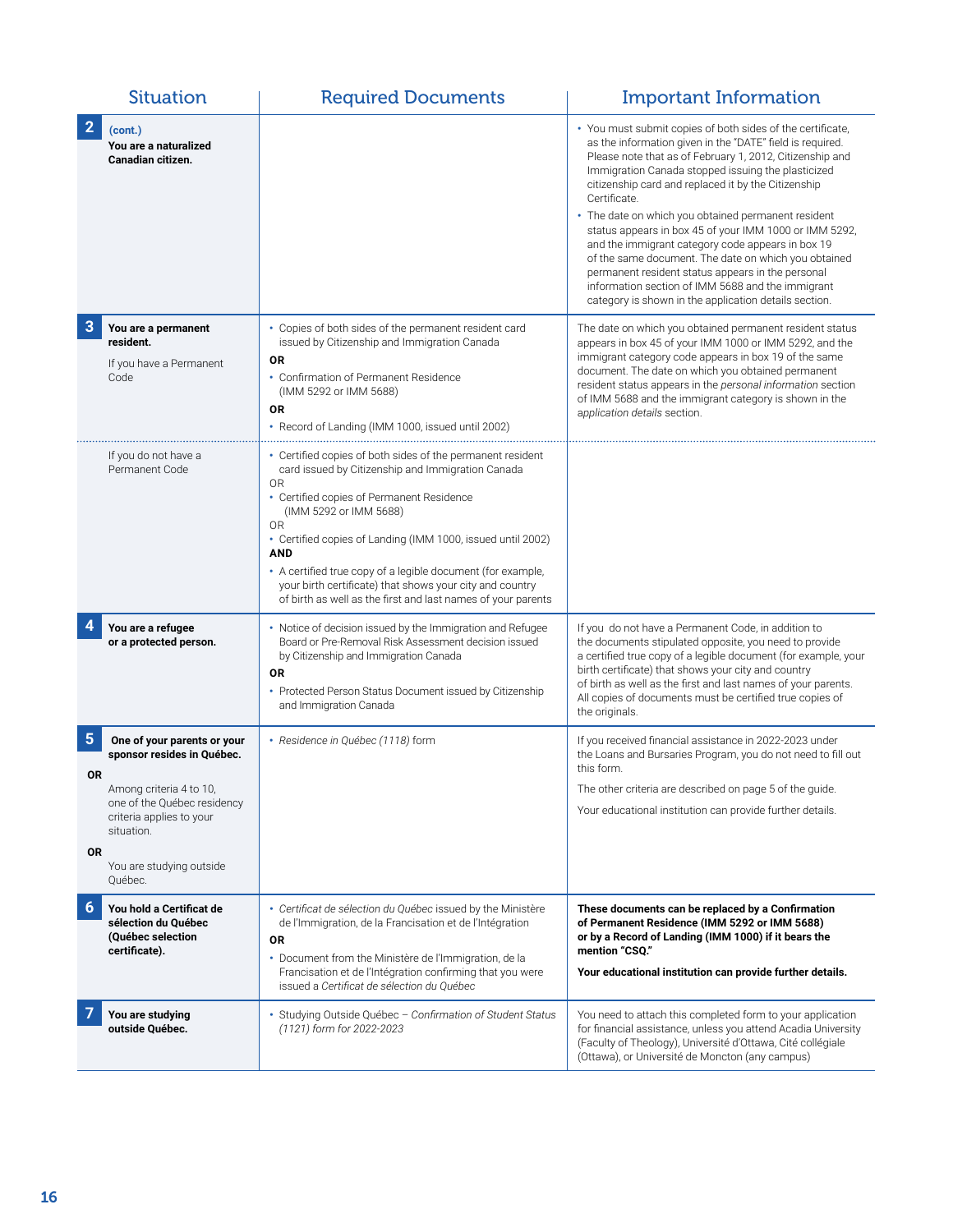| Situation | Required Documents | Important Information |
|---|---|---|
| **2** **(cont.)** **You are a naturalized Canadian citizen.** | | • You must submit copies of both sides of the certificate, as the information given in the "DATE" field is required. Please note that as of February 1, 2012, Citizenship and Immigration Canada stopped issuing the plasticized citizenship card and replaced it by the Citizenship Certificate.<br>• The date on which you obtained permanent resident status appears in box 45 of your IMM 1000 or IMM 5292, and the immigrant category code appears in box 19 of the same document. The date on which you obtained permanent resident status appears in the personal information section of IMM 5688 and the immigrant category is shown in the application details section. |
| **3** **You are a permanent resident.**<br>If you have a Permanent Code | • Copies of both sides of the permanent resident card issued by Citizenship and Immigration Canada<br>**OR**<br>• Confirmation of Permanent Residence (IMM 5292 or IMM 5688)<br>**OR**<br>• Record of Landing (IMM 1000, issued until 2002) | The date on which you obtained permanent resident status appears in box 45 of your IMM 1000 or IMM 5292, and the immigrant category code appears in box 19 of the same document. The date on which you obtained permanent resident status appears in the *personal information* section of IMM 5688 and the immigrant category is shown in the *application details* section. |
| If you do not have a Permanent Code | • Certified copies of both sides of the permanent resident card issued by Citizenship and Immigration Canada<br>OR<br>• Certified copies of Permanent Residence (IMM 5292 or IMM 5688)<br>OR<br>• Certified copies of Landing (IMM 1000, issued until 2002)<br>**AND**<br>• A certified true copy of a legible document (for example, your birth certificate) that shows your city and country of birth as well as the first and last names of your parents | |
| **4** **You are a refugee or a protected person.** | • Notice of decision issued by the Immigration and Refugee Board or Pre-Removal Risk Assessment decision issued by Citizenship and Immigration Canada<br>**OR**<br>• Protected Person Status Document issued by Citizenship and Immigration Canada | If you do not have a Permanent Code, in addition to the documents stipulated opposite, you need to provide a certified true copy of a legible document (for example, your birth certificate) that shows your city and country of birth as well as the first and last names of your parents. All copies of documents must be certified true copies of the originals. |
| **5** **One of your parents or your sponsor resides in Québec.**<br>**OR**<br>Among criteria 4 to 10, one of the Québec residency criteria applies to your situation.<br>**OR**<br>You are studying outside Québec. | • *Residence in Québec (1118)* form | If you received financial assistance in 2022-2023 under the Loans and Bursaries Program, you do not need to fill out this form.<br>The other criteria are described on page 5 of the guide.<br>Your educational institution can provide further details. |
| **6** **You hold a Certificat de sélection du Québec (Québec selection certificate).** | • *Certificat de sélection du Québec* issued by the Ministère de l'Immigration, de la Francisation et de l'Intégration<br>**OR**<br>• Document from the Ministère de l'Immigration, de la Francisation et de l'Intégration confirming that you were issued a *Certificat de sélection du Québec* | **These documents can be replaced by a Confirmation of Permanent Residence (IMM 5292 or IMM 5688) or by a Record of Landing (IMM 1000) if it bears the mention "CSQ."**<br>**Your educational institution can provide further details.** |
| **7** **You are studying outside Québec.** | • Studying Outside Québec – *Confirmation of Student Status (1121) form for 2022-2023* | You need to attach this completed form to your application for financial assistance, unless you attend Acadia University (Faculty of Theology), Université d'Ottawa, Cité collégiale (Ottawa), or Université de Moncton (any campus) |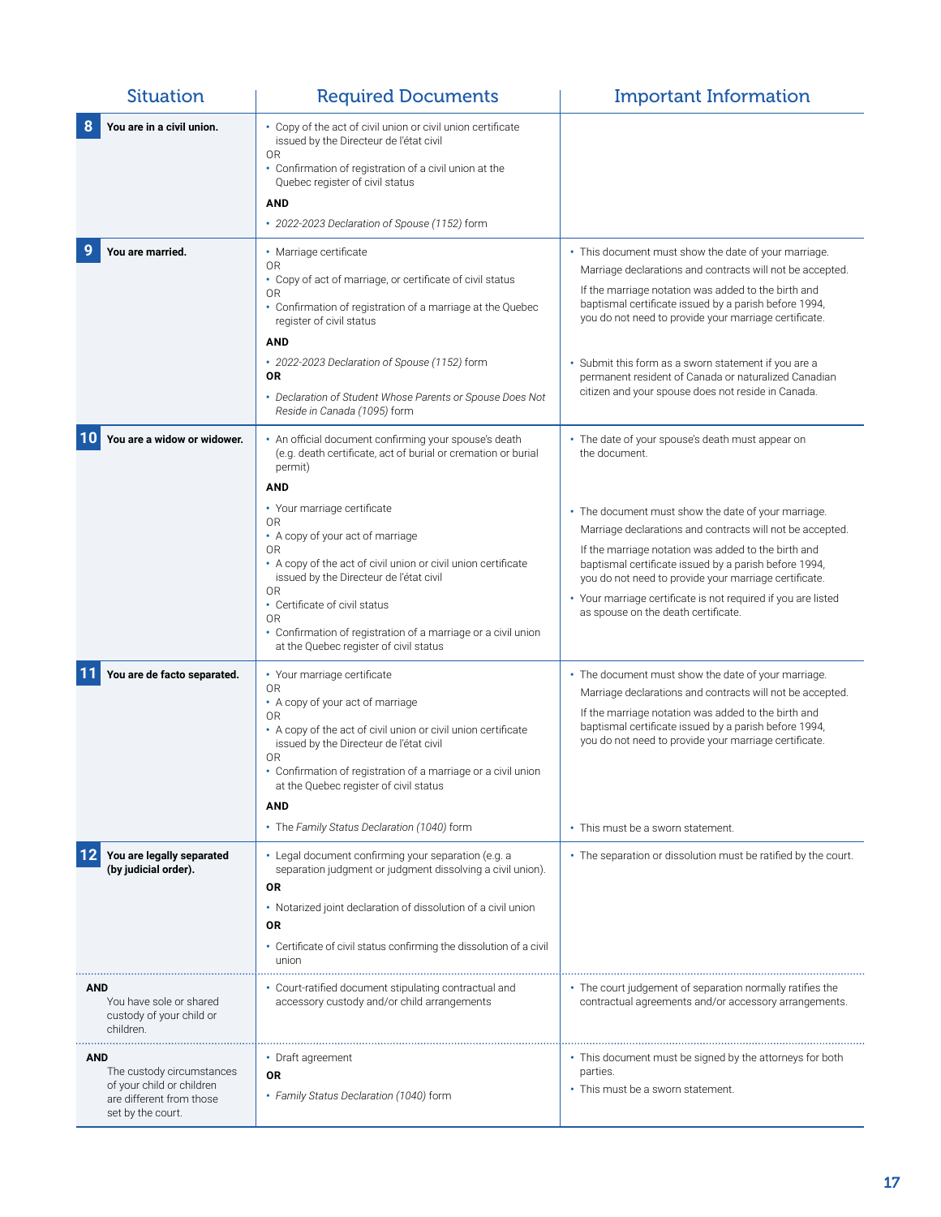| Situation | Required Documents | Important Information |
|---|---|---|
| **8** **You are in a civil union.** | • Copy of the act of civil union or civil union certificate issued by the Directeur de l'état civil<br>OR<br>• Confirmation of registration of a civil union at the Quebec register of civil status<br>**AND**<br>• *2022-2023 Declaration of Spouse (1152)* form | |
| **9** **You are married.** | • Marriage certificate<br>OR<br>• Copy of act of marriage, or certificate of civil status<br>OR<br>• Confirmation of registration of a marriage at the Quebec register of civil status<br>**AND**<br>• *2022-2023 Declaration of Spouse (1152)* form<br>**OR**<br>• *Declaration of Student Whose Parents or Spouse Does Not Reside in Canada (1095)* form | • This document must show the date of your marriage. Marriage declarations and contracts will not be accepted.<br>If the marriage notation was added to the birth and baptismal certificate issued by a parish before 1994, you do not need to provide your marriage certificate.<br>• Submit this form as a sworn statement if you are a permanent resident of Canada or naturalized Canadian citizen and your spouse does not reside in Canada. |
| **10** **You are a widow or widower.** | • An official document confirming your spouse's death (e.g. death certificate, act of burial or cremation or burial permit)<br>**AND**<br>• Your marriage certificate<br>OR<br>• A copy of your act of marriage<br>OR<br>• A copy of the act of civil union or civil union certificate issued by the Directeur de l'état civil<br>OR<br>• Certificate of civil status<br>OR<br>• Confirmation of registration of a marriage or a civil union at the Quebec register of civil status | • The date of your spouse's death must appear on the document.<br>• The document must show the date of your marriage. Marriage declarations and contracts will not be accepted.<br>If the marriage notation was added to the birth and baptismal certificate issued by a parish before 1994, you do not need to provide your marriage certificate.<br>• Your marriage certificate is not required if you are listed as spouse on the death certificate. |
| **11** **You are de facto separated.** | • Your marriage certificate<br>OR<br>• A copy of your act of marriage<br>OR<br>• A copy of the act of civil union or civil union certificate issued by the Directeur de l'état civil<br>OR<br>• Confirmation of registration of a marriage or a civil union at the Quebec register of civil status<br>**AND**<br>• The *Family Status Declaration (1040)* form | • The document must show the date of your marriage. Marriage declarations and contracts will not be accepted.<br>If the marriage notation was added to the birth and baptismal certificate issued by a parish before 1994, you do not need to provide your marriage certificate.<br>• This must be a sworn statement. |
| **12** **You are legally separated (by judicial order).** | • Legal document confirming your separation (e.g. a separation judgment or judgment dissolving a civil union).<br>**OR**<br>• Notarized joint declaration of dissolution of a civil union<br>**OR**<br>• Certificate of civil status confirming the dissolution of a civil union | • The separation or dissolution must be ratified by the court. |
| **AND** You have sole or shared custody of your child or children. | • Court-ratified document stipulating contractual and accessory custody and/or child arrangements | • The court judgement of separation normally ratifies the contractual agreements and/or accessory arrangements. |
| **AND** The custody circumstances of your child or children are different from those set by the court. | • Draft agreement<br>**OR**<br>• *Family Status Declaration (1040)* form | • This document must be signed by the attorneys for both parties.<br>• This must be a sworn statement. |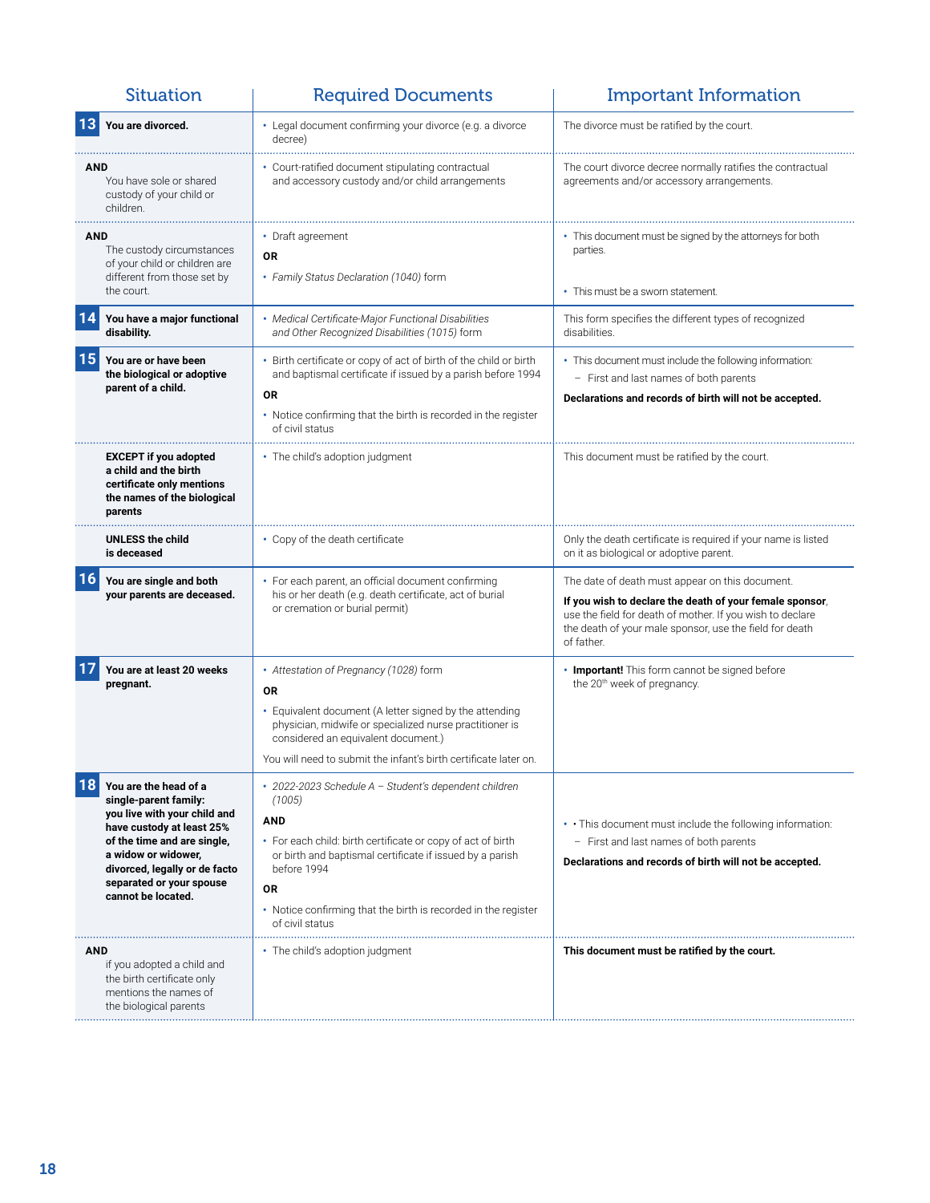| Situation | Required Documents | Important Information |
|---|---|---|
| **13** **You are divorced.** | • Legal document confirming your divorce (e.g. a divorce decree) | The divorce must be ratified by the court. |
| **AND** You have sole or shared custody of your child or children. | • Court-ratified document stipulating contractual and accessory custody and/or child arrangements | The court divorce decree normally ratifies the contractual agreements and/or accessory arrangements. |
| **AND** The custody circumstances of your child or children are different from those set by the court. | • Draft agreement<br>**OR**<br>• *Family Status Declaration (1040)* form | • This document must be signed by the attorneys for both parties.<br>• This must be a sworn statement. |
| **14** **You have a major functional disability.** | • *Medical Certificate-Major Functional Disabilities and Other Recognized Disabilities (1015)* form | This form specifies the different types of recognized disabilities. |
| **15** **You are or have been the biological or adoptive parent of a child.** | • Birth certificate or copy of act of birth of the child or birth and baptismal certificate if issued by a parish before 1994<br>**OR**<br>• Notice confirming that the birth is recorded in the register of civil status | • This document must include the following information:<br>– First and last names of both parents<br>**Declarations and records of birth will not be accepted.** |
| **EXCEPT if you adopted a child and the birth certificate only mentions the names of the biological parents** | • The child's adoption judgment | This document must be ratified by the court. |
| **UNLESS the child is deceased** | • Copy of the death certificate | Only the death certificate is required if your name is listed on it as biological or adoptive parent. |
| **16** **You are single and both your parents are deceased.** | • For each parent, an official document confirming his or her death (e.g. death certificate, act of burial or cremation or burial permit) | The date of death must appear on this document.<br>**If you wish to declare the death of your female sponsor**, use the field for death of mother. If you wish to declare the death of your male sponsor, use the field for death of father. |
| **17** **You are at least 20 weeks pregnant.** | • *Attestation of Pregnancy (1028)* form<br>**OR**<br>• Equivalent document (A letter signed by the attending physician, midwife or specialized nurse practitioner is considered an equivalent document.)<br>You will need to submit the infant's birth certificate later on. | • **Important!** This form cannot be signed before the 20th week of pregnancy. |
| **18** **You are the head of a single-parent family: you live with your child and have custody at least 25% of the time and are single, a widow or widower, divorced, legally or de facto separated or your spouse cannot be located.** | • *2022-2023 Schedule A – Student's dependent children (1005)*<br>**AND**<br>• For each child: birth certificate or copy of act of birth or birth and baptismal certificate if issued by a parish before 1994<br>**OR**<br>• Notice confirming that the birth is recorded in the register of civil status | • • This document must include the following information:<br>– First and last names of both parents<br>**Declarations and records of birth will not be accepted.** |
| **AND** if you adopted a child and the birth certificate only mentions the names of the biological parents | • The child's adoption judgment | **This document must be ratified by the court.** |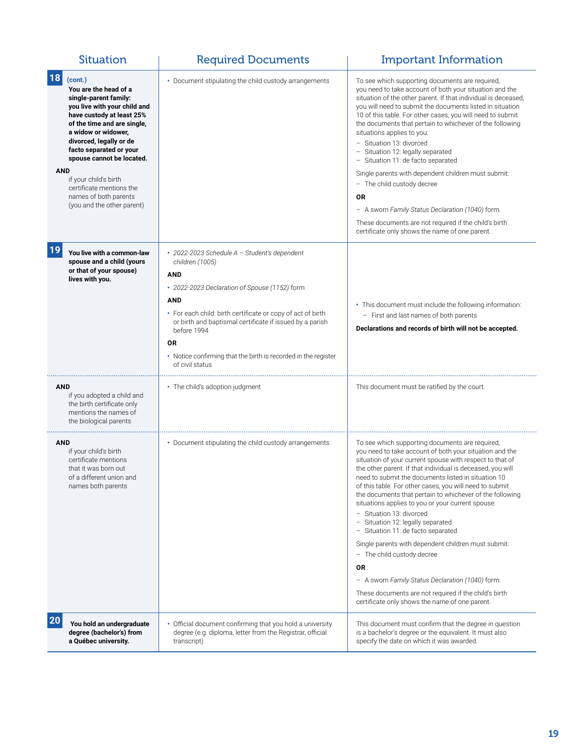| Situation | Required Documents | Important Information |
|---|---|---|
| **18** **(cont.)** **You are the head of a single-parent family: you live with your child and have custody at least 25% of the time and are single, a widow or widower, divorced, legally or de facto separated or your spouse cannot be located.** **AND** if your child's birth certificate mentions the names of both parents (you and the other parent) | • Document stipulating the child custody arrangements | To see which supporting documents are required, you need to take account of both your situation and the situation of the other parent. If that individual is deceased, you will need to submit the documents listed in situation 10 of this table. For other cases, you will need to submit the documents that pertain to whichever of the following situations applies to you: – Situation 13: divorced – Situation 12: legally separated – Situation 11: de facto separated Single parents with dependent children must submit: – The child custody decree **OR** – A sworn *Family Status Declaration (1040)* form. These documents are not required if the child's birth certificate only shows the name of one parent. |
| **19** **You live with a common-law spouse and a child (yours or that of your spouse) lives with you.** | • *2022-2023 Schedule A – Student's dependent children (1005)* **AND** • *2022-2023 Declaration of Spouse (1152)* form **AND** • For each child: birth certificate or copy of act of birth or birth and baptismal certificate if issued by a parish before 1994 **OR** • Notice confirming that the birth is recorded in the register of civil status | • This document must include the following information: – First and last names of both parents **Declarations and records of birth will not be accepted.** |
| **AND** if you adopted a child and the birth certificate only mentions the names of the biological parents | • The child's adoption judgment | This document must be ratified by the court. |
| **AND** if your child's birth certificate mentions that it was born out of a different union and names both parents | • Document stipulating the child custody arrangements | To see which supporting documents are required, you need to take account of both your situation and the situation of your current spouse with respect to that of the other parent. If that individual is deceased, you will need to submit the documents listed in situation 10 of this table. For other cases, you will need to submit the documents that pertain to whichever of the following situations applies to you or your current spouse: – Situation 13: divorced – Situation 12: legally separated – Situation 11: de facto separated Single parents with dependent children must submit: – The child custody decree **OR** – A sworn *Family Status Declaration (1040)* form. These documents are not required if the child's birth certificate only shows the name of one parent. |
| **20** **You hold an undergraduate degree (bachelor's) from a Québec university.** | • Official document confirming that you hold a university degree (e.g. diploma, letter from the Registrar, official transcript) | This document must confirm that the degree in question is a bachelor's degree or the equivalent. It must also specify the date on which it was awarded. |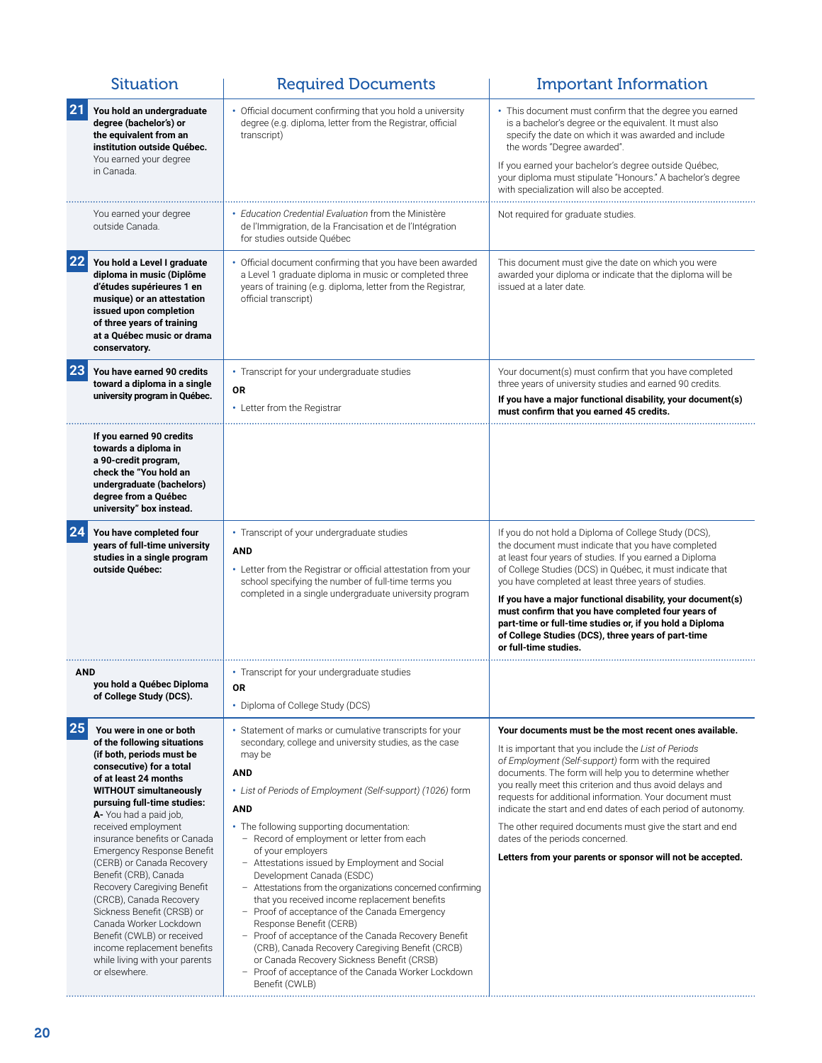| Situation | Required Documents | Important Information |
|---|---|---|
| **21** **You hold an undergraduate degree (bachelor's) or the equivalent from an institution outside Québec.** You earned your degree in Canada. | • Official document confirming that you hold a university degree (e.g. diploma, letter from the Registrar, official transcript) | • This document must confirm that the degree you earned is a bachelor's degree or the equivalent. It must also specify the date on which it was awarded and include the words "Degree awarded". If you earned your bachelor's degree outside Québec, your diploma must stipulate "Honours." A bachelor's degree with specialization will also be accepted. |
| You earned your degree outside Canada. | • *Education Credential Evaluation* from the Ministère de l'Immigration, de la Francisation et de l'Intégration for studies outside Québec | Not required for graduate studies. |
| **22** **You hold a Level I graduate diploma in music (Diplôme d'études supérieures 1 en musique) or an attestation issued upon completion of three years of training at a Québec music or drama conservatory.** | • Official document confirming that you have been awarded a Level 1 graduate diploma in music or completed three years of training (e.g. diploma, letter from the Registrar, official transcript) | This document must give the date on which you were awarded your diploma or indicate that the diploma will be issued at a later date. |
| **23** **You have earned 90 credits toward a diploma in a single university program in Québec.** | • Transcript for your undergraduate studies **OR** • Letter from the Registrar | Your document(s) must confirm that you have completed three years of university studies and earned 90 credits. **If you have a major functional disability, your document(s) must confirm that you earned 45 credits.** |
| **If you earned 90 credits towards a diploma in a 90-credit program, check the "You hold an undergraduate (bachelors) degree from a Québec university" box instead.** | | |
| **24** **You have completed four years of full-time university studies in a single program outside Québec:** | • Transcript of your undergraduate studies **AND** • Letter from the Registrar or official attestation from your school specifying the number of full-time terms you completed in a single undergraduate university program | If you do not hold a Diploma of College Study (DCS), the document must indicate that you have completed at least four years of studies. If you earned a Diploma of College Studies (DCS) in Québec, it must indicate that you have completed at least three years of studies. **If you have a major functional disability, your document(s) must confirm that you have completed four years of part-time or full-time studies or, if you hold a Diploma of College Studies (DCS), three years of part-time or full-time studies.** |
| **AND** **you hold a Québec Diploma of College Study (DCS).** | • Transcript for your undergraduate studies **OR** • Diploma of College Study (DCS) | |
| **25** **You were in one or both of the following situations (if both, periods must be consecutive) for a total of at least 24 months WITHOUT simultaneously pursuing full-time studies:** **A-** You had a paid job, received employment insurance benefits or Canada Emergency Response Benefit (CERB) or Canada Recovery Benefit (CRB), Canada Recovery Caregiving Benefit (CRCB), Canada Recovery Sickness Benefit (CRSB) or Canada Worker Lockdown Benefit (CWLB) or received income replacement benefits while living with your parents or elsewhere. | • Statement of marks or cumulative transcripts for your secondary, college and university studies, as the case may be **AND** • *List of Periods of Employment (Self-support) (1026)* form **AND** • The following supporting documentation: – Record of employment or letter from each of your employers – Attestations issued by Employment and Social Development Canada (ESDC) – Attestations from the organizations concerned confirming that you received income replacement benefits – Proof of acceptance of the Canada Emergency Response Benefit (CERB) – Proof of acceptance of the Canada Recovery Benefit (CRB), Canada Recovery Caregiving Benefit (CRCB) or Canada Recovery Sickness Benefit (CRSB) – Proof of acceptance of the Canada Worker Lockdown Benefit (CWLB) | **Your documents must be the most recent ones available.** It is important that you include the *List of Periods of Employment (Self-support)* form with the required documents. The form will help you to determine whether you really meet this criterion and thus avoid delays and requests for additional information. Your document must indicate the start and end dates of each period of autonomy. The other required documents must give the start and end dates of the periods concerned. **Letters from your parents or sponsor will not be accepted.** |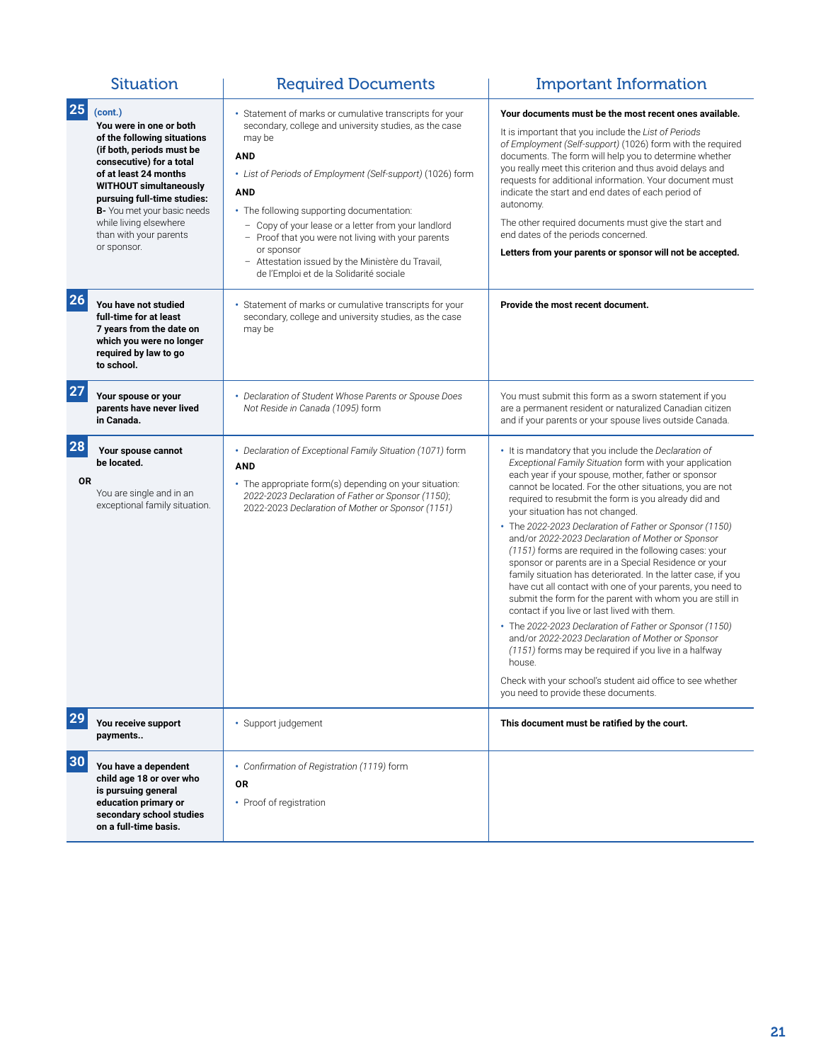| Situation | Required Documents | Important Information |
|---|---|---|
| **25** **(cont.)** **You were in one or both of the following situations (if both, periods must be consecutive) for a total of at least 24 months WITHOUT simultaneously pursuing full-time studies:** **B-** You met your basic needs while living elsewhere than with your parents or sponsor. | • Statement of marks or cumulative transcripts for your secondary, college and university studies, as the case may be<br>**AND**<br>• *List of Periods of Employment (Self-support)* (1026) form<br>**AND**<br>• The following supporting documentation:<br>– Copy of your lease or a letter from your landlord<br>– Proof that you were not living with your parents or sponsor<br>– Attestation issued by the Ministère du Travail, de l'Emploi et de la Solidarité sociale | **Your documents must be the most recent ones available.**<br>It is important that you include the *List of Periods of Employment (Self-support)* (1026) form with the required documents. The form will help you to determine whether you really meet this criterion and thus avoid delays and requests for additional information. Your document must indicate the start and end dates of each period of autonomy.<br>The other required documents must give the start and end dates of the periods concerned.<br>**Letters from your parents or sponsor will not be accepted.** |
| **26** **You have not studied full-time for at least 7 years from the date on which you were no longer required by law to go to school.** | • Statement of marks or cumulative transcripts for your secondary, college and university studies, as the case may be | **Provide the most recent document.** |
| **27** **Your spouse or your parents have never lived in Canada.** | • *Declaration of Student Whose Parents or Spouse Does Not Reside in Canada (1095)* form | You must submit this form as a sworn statement if you are a permanent resident or naturalized Canadian citizen and if your parents or your spouse lives outside Canada. |
| **28** **Your spouse cannot be located.**<br>**OR**<br>You are single and in an exceptional family situation. | • *Declaration of Exceptional Family Situation* (1071) form<br>**AND**<br>• The appropriate form(s) depending on your situation: *2022-2023 Declaration of Father or Sponsor (1150)*; *2022-2023 Declaration of Mother or Sponsor (1151)* | • It is mandatory that you include the *Declaration of Exceptional Family Situation* form with your application each year if your spouse, mother, father or sponsor cannot be located. For the other situations, you are not required to resubmit the form is you already did and your situation has not changed.<br>• The *2022-2023 Declaration of Father or Sponsor (1150)* and/or *2022-2023 Declaration of Mother or Sponsor (1151)* forms are required in the following cases: your sponsor or parents are in a Special Residence or your family situation has deteriorated. In the latter case, if you have cut all contact with one of your parents, you need to submit the form for the parent with whom you are still in contact if you live or last lived with them.<br>• The *2022-2023 Declaration of Father or Sponsor (1150)* and/or *2022-2023 Declaration of Mother or Sponsor (1151)* forms may be required if you live in a halfway house.<br>Check with your school's student aid office to see whether you need to provide these documents. |
| **29** **You receive support payments..** | • Support judgement | **This document must be ratified by the court.** |
| **30** **You have a dependent child age 18 or over who is pursuing general education primary or secondary school studies on a full-time basis.** | • *Confirmation of Registration* (1119) form<br>**OR**<br>• Proof of registration | |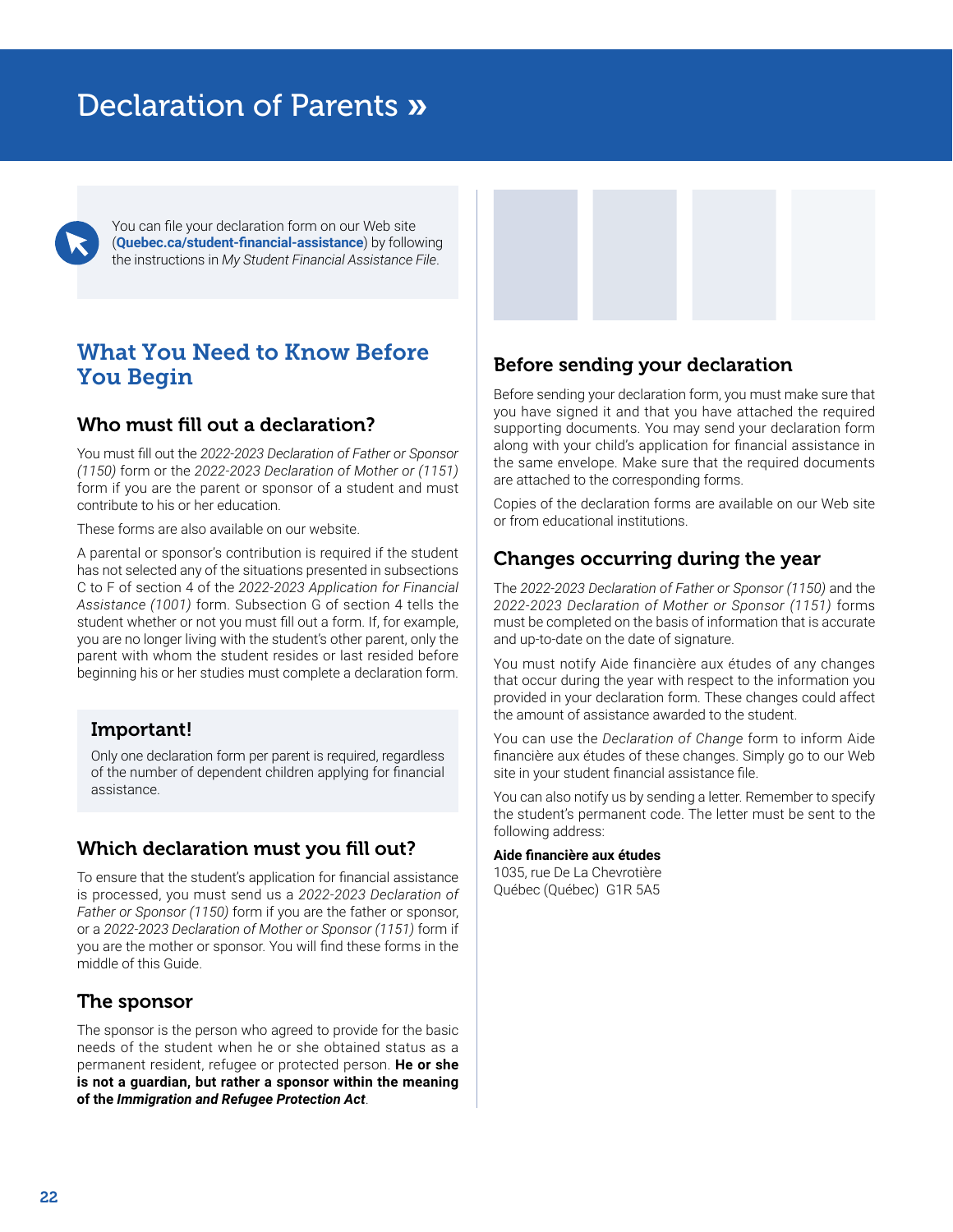# Declaration of Parents »

You can file your declaration form on our Web site (**Quebec.ca/student-financial-assistance**) by following the instructions in *My Student Financial Assistance File*.

## What You Need to Know Before You Begin

### Who must fill out a declaration?

You must fill out the *2022-2023 Declaration of Father or Sponsor (1150)* form or the *2022-2023 Declaration of Mother or (1151)* form if you are the parent or sponsor of a student and must contribute to his or her education.

These forms are also available on our website.

A parental or sponsor's contribution is required if the student has not selected any of the situations presented in subsections C to F of section 4 of the *2022-2023 Application for Financial Assistance (1001)* form. Subsection G of section 4 tells the student whether or not you must fill out a form. If, for example, you are no longer living with the student's other parent, only the parent with whom the student resides or last resided before beginning his or her studies must complete a declaration form.

### Important!

Only one declaration form per parent is required, regardless of the number of dependent children applying for financial assistance.

### Which declaration must you fill out?

To ensure that the student's application for financial assistance is processed, you must send us a *2022-2023 Declaration of Father or Sponsor (1150)* form if you are the father or sponsor, or a *2022-2023 Declaration of Mother or Sponsor (1151)* form if you are the mother or sponsor. You will find these forms in the middle of this Guide.

### The sponsor

The sponsor is the person who agreed to provide for the basic needs of the student when he or she obtained status as a permanent resident, refugee or protected person. **He or she is not a guardian, but rather a sponsor within the meaning of the *Immigration and Refugee Protection Act*.**

### Before sending your declaration

Before sending your declaration form, you must make sure that you have signed it and that you have attached the required supporting documents. You may send your declaration form along with your child's application for financial assistance in the same envelope. Make sure that the required documents are attached to the corresponding forms.

Copies of the declaration forms are available on our Web site or from educational institutions.

### Changes occurring during the year

The *2022-2023 Declaration of Father or Sponsor (1150)* and the *2022-2023 Declaration of Mother or Sponsor (1151)* forms must be completed on the basis of information that is accurate and up-to-date on the date of signature.

You must notify Aide financière aux études of any changes that occur during the year with respect to the information you provided in your declaration form. These changes could affect the amount of assistance awarded to the student.

You can use the *Declaration of Change* form to inform Aide financière aux études of these changes. Simply go to our Web site in your student financial assistance file.

You can also notify us by sending a letter. Remember to specify the student's permanent code. The letter must be sent to the following address:

**Aide financière aux études**
1035, rue De La Chevrotière
Québec (Québec) G1R 5A5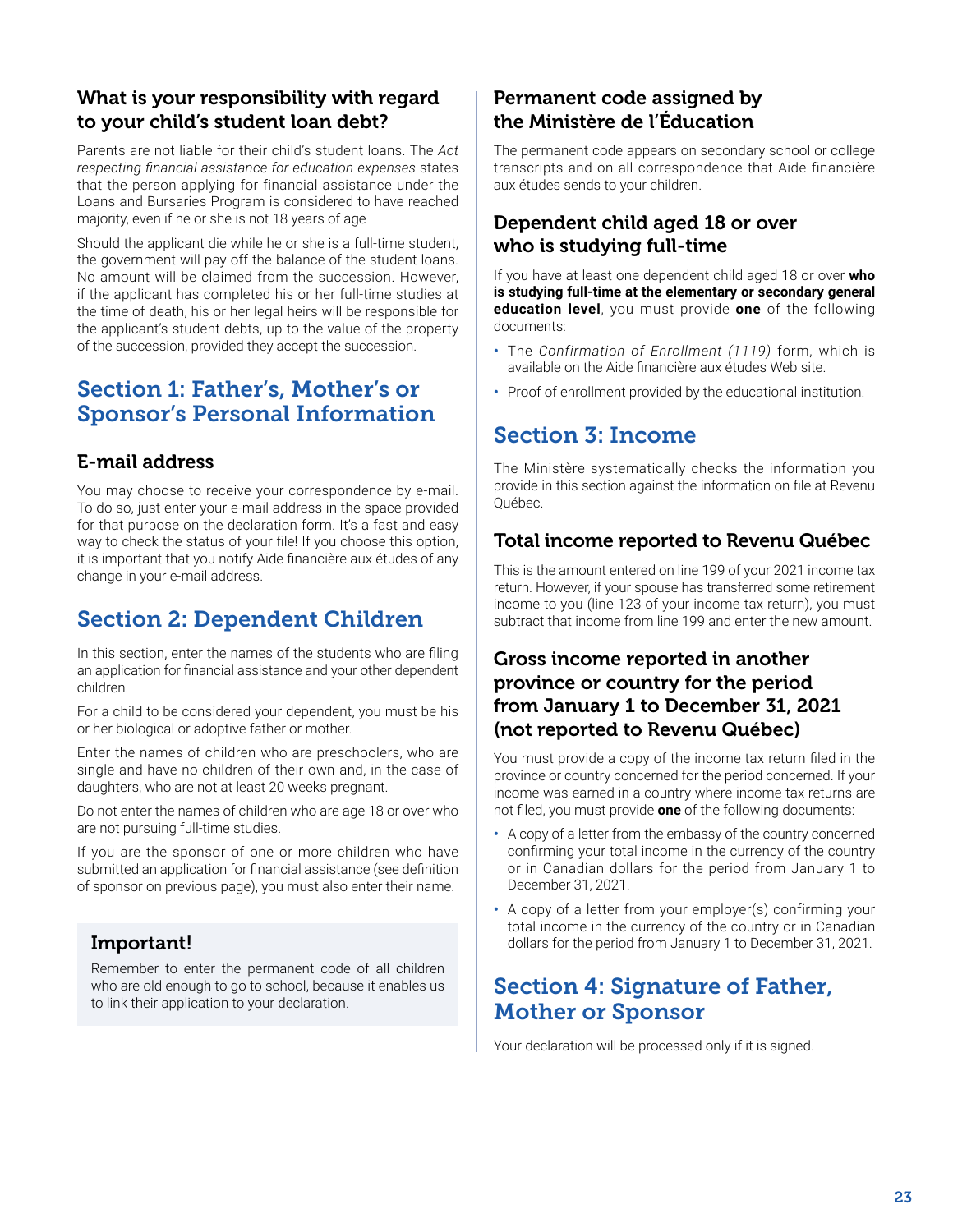### What is your responsibility with regard to your child's student loan debt?

Parents are not liable for their child's student loans. The *Act respecting financial assistance for education expenses* states that the person applying for financial assistance under the Loans and Bursaries Program is considered to have reached majority, even if he or she is not 18 years of age

Should the applicant die while he or she is a full-time student, the government will pay off the balance of the student loans. No amount will be claimed from the succession. However, if the applicant has completed his or her full-time studies at the time of death, his or her legal heirs will be responsible for the applicant's student debts, up to the value of the property of the succession, provided they accept the succession.

## Section 1: Father's, Mother's or Sponsor's Personal Information

### E-mail address

You may choose to receive your correspondence by e-mail. To do so, just enter your e-mail address in the space provided for that purpose on the declaration form. It's a fast and easy way to check the status of your file! If you choose this option, it is important that you notify Aide financière aux études of any change in your e-mail address.

## Section 2: Dependent Children

In this section, enter the names of the students who are filing an application for financial assistance and your other dependent children.

For a child to be considered your dependent, you must be his or her biological or adoptive father or mother.

Enter the names of children who are preschoolers, who are single and have no children of their own and, in the case of daughters, who are not at least 20 weeks pregnant.

Do not enter the names of children who are age 18 or over who are not pursuing full-time studies.

If you are the sponsor of one or more children who have submitted an application for financial assistance (see definition of sponsor on previous page), you must also enter their name.

> **Important!**
>
> Remember to enter the permanent code of all children who are old enough to go to school, because it enables us to link their application to your declaration.

### Permanent code assigned by the Ministère de l'Éducation

The permanent code appears on secondary school or college transcripts and on all correspondence that Aide financière aux études sends to your children.

### Dependent child aged 18 or over who is studying full-time

If you have at least one dependent child aged 18 or over **who is studying full-time at the elementary or secondary general education level**, you must provide **one** of the following documents:

- The *Confirmation of Enrollment (1119)* form, which is available on the Aide financière aux études Web site.
- Proof of enrollment provided by the educational institution.

## Section 3: Income

The Ministère systematically checks the information you provide in this section against the information on file at Revenu Québec.

### Total income reported to Revenu Québec

This is the amount entered on line 199 of your 2021 income tax return. However, if your spouse has transferred some retirement income to you (line 123 of your income tax return), you must subtract that income from line 199 and enter the new amount.

### Gross income reported in another province or country for the period from January 1 to December 31, 2021 (not reported to Revenu Québec)

You must provide a copy of the income tax return filed in the province or country concerned for the period concerned. If your income was earned in a country where income tax returns are not filed, you must provide **one** of the following documents:

- A copy of a letter from the embassy of the country concerned confirming your total income in the currency of the country or in Canadian dollars for the period from January 1 to December 31, 2021.
- A copy of a letter from your employer(s) confirming your total income in the currency of the country or in Canadian dollars for the period from January 1 to December 31, 2021.

## Section 4: Signature of Father, Mother or Sponsor

Your declaration will be processed only if it is signed.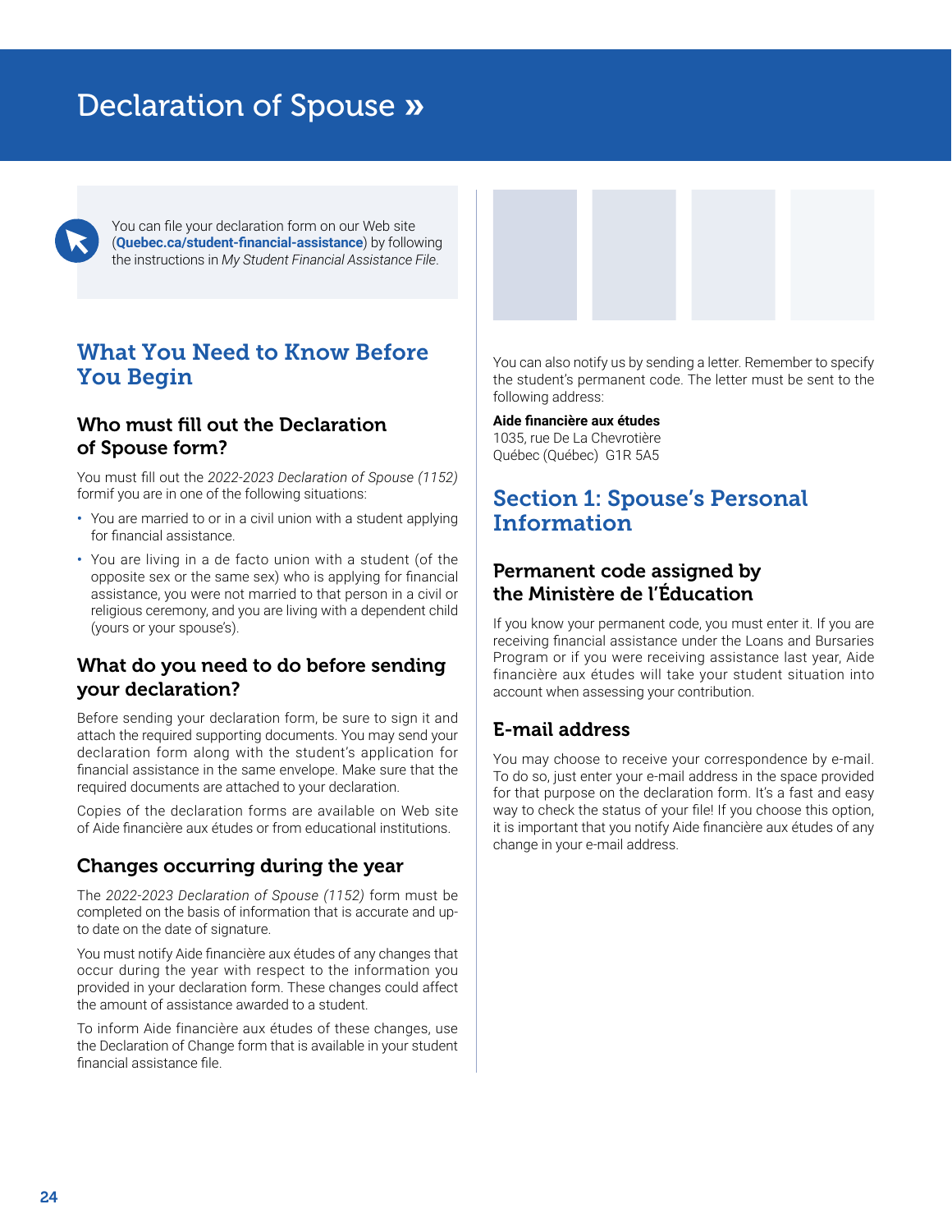# Declaration of Spouse »

You can file your declaration form on our Web site (**Quebec.ca/student-financial-assistance**) by following the instructions in *My Student Financial Assistance File*.

## What You Need to Know Before You Begin

### Who must fill out the Declaration of Spouse form?

You must fill out the *2022-2023 Declaration of Spouse (1152)* formif you are in one of the following situations:

- You are married to or in a civil union with a student applying for financial assistance.
- You are living in a de facto union with a student (of the opposite sex or the same sex) who is applying for financial assistance, you were not married to that person in a civil or religious ceremony, and you are living with a dependent child (yours or your spouse's).

### What do you need to do before sending your declaration?

Before sending your declaration form, be sure to sign it and attach the required supporting documents. You may send your declaration form along with the student's application for financial assistance in the same envelope. Make sure that the required documents are attached to your declaration.

Copies of the declaration forms are available on Web site of Aide financière aux études or from educational institutions.

### Changes occurring during the year

The *2022-2023 Declaration of Spouse (1152)* form must be completed on the basis of information that is accurate and up-to date on the date of signature.

You must notify Aide financière aux études of any changes that occur during the year with respect to the information you provided in your declaration form. These changes could affect the amount of assistance awarded to a student.

To inform Aide financière aux études of these changes, use the Declaration of Change form that is available in your student financial assistance file.

You can also notify us by sending a letter. Remember to specify the student's permanent code. The letter must be sent to the following address:

**Aide financière aux études**
1035, rue De La Chevrotière
Québec (Québec) G1R 5A5

## Section 1: Spouse's Personal Information

### Permanent code assigned by the Ministère de l'Éducation

If you know your permanent code, you must enter it. If you are receiving financial assistance under the Loans and Bursaries Program or if you were receiving assistance last year, Aide financière aux études will take your student situation into account when assessing your contribution.

### E-mail address

You may choose to receive your correspondence by e-mail. To do so, just enter your e-mail address in the space provided for that purpose on the declaration form. It's a fast and easy way to check the status of your file! If you choose this option, it is important that you notify Aide financière aux études of any change in your e-mail address.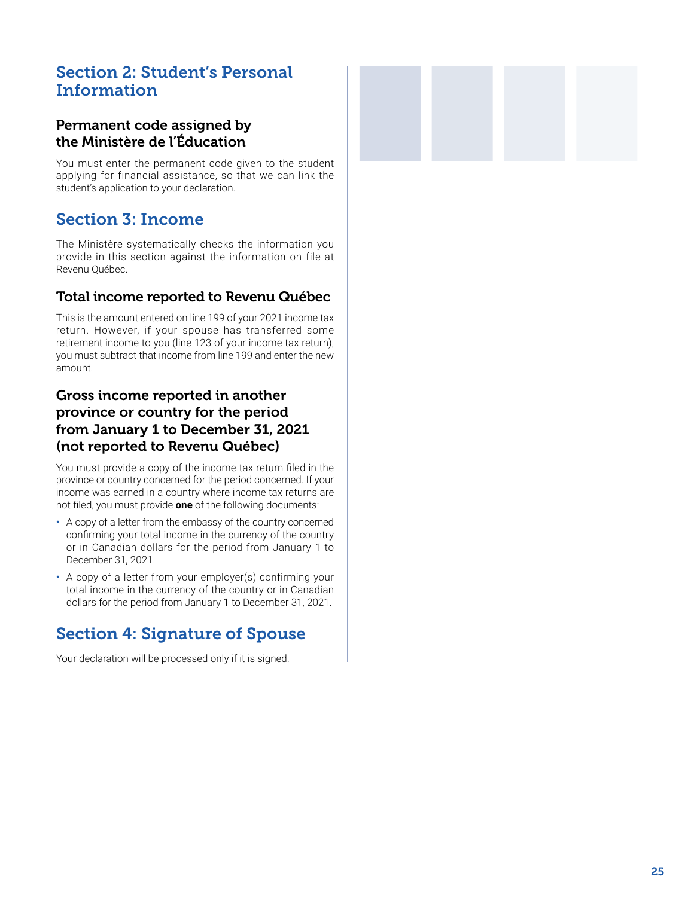## Section 2: Student's Personal Information

### Permanent code assigned by the Ministère de l'Éducation

You must enter the permanent code given to the student applying for financial assistance, so that we can link the student's application to your declaration.

## Section 3: Income

The Ministère systematically checks the information you provide in this section against the information on file at Revenu Québec.

### Total income reported to Revenu Québec

This is the amount entered on line 199 of your 2021 income tax return. However, if your spouse has transferred some retirement income to you (line 123 of your income tax return), you must subtract that income from line 199 and enter the new amount.

### Gross income reported in another province or country for the period from January 1 to December 31, 2021 (not reported to Revenu Québec)

You must provide a copy of the income tax return filed in the province or country concerned for the period concerned. If your income was earned in a country where income tax returns are not filed, you must provide **one** of the following documents:

- A copy of a letter from the embassy of the country concerned confirming your total income in the currency of the country or in Canadian dollars for the period from January 1 to December 31, 2021.
- A copy of a letter from your employer(s) confirming your total income in the currency of the country or in Canadian dollars for the period from January 1 to December 31, 2021.

## Section 4: Signature of Spouse

Your declaration will be processed only if it is signed.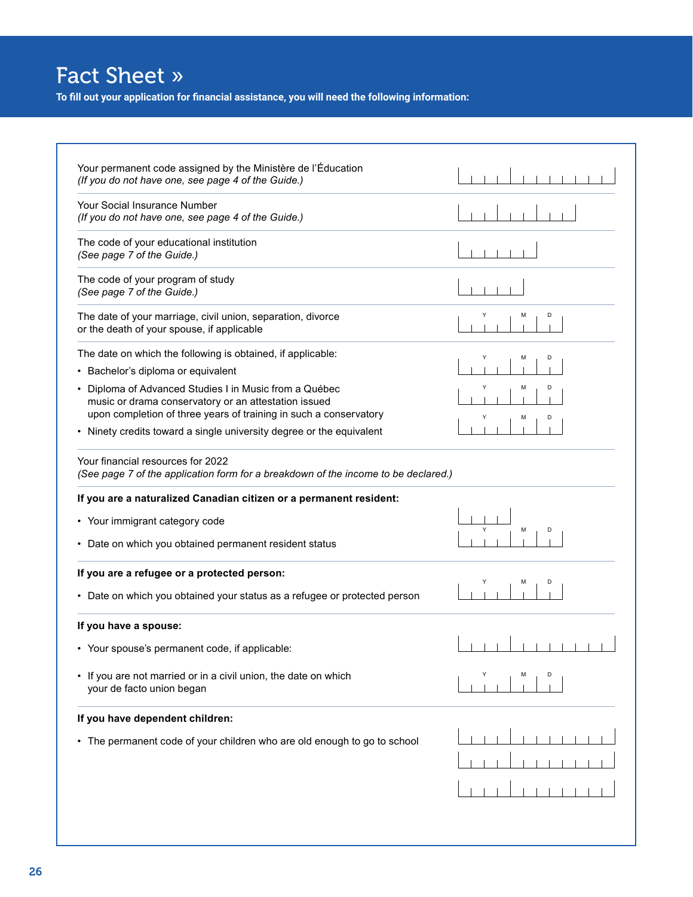# Fact Sheet »

**To fill out your application for financial assistance, you will need the following information:**

Your permanent code assigned by the Ministère de l'Éducation
*(If you do not have one, see page 4 of the Guide.)*

Your Social Insurance Number
*(If you do not have one, see page 4 of the Guide.)*

The code of your educational institution
*(See page 7 of the Guide.)*

The code of your program of study
*(See page 7 of the Guide.)*

The date of your marriage, civil union, separation, divorce or the death of your spouse, if applicable (Y M D)

The date on which the following is obtained, if applicable:

- Bachelor's diploma or equivalent (Y M D)
- Diploma of Advanced Studies I in Music from a Québec music or drama conservatory or an attestation issued upon completion of three years of training in such a conservatory (Y M D)
- Ninety credits toward a single university degree or the equivalent (Y M D)

Your financial resources for 2022
*(See page 7 of the application form for a breakdown of the income to be declared.)*

**If you are a naturalized Canadian citizen or a permanent resident:**

- Your immigrant category code
- Date on which you obtained permanent resident status (Y M D)

**If you are a refugee or a protected person:**

- Date on which you obtained your status as a refugee or protected person (Y M D)

**If you have a spouse:**

- Your spouse's permanent code, if applicable:
- If you are not married or in a civil union, the date on which your de facto union began (Y M D)

**If you have dependent children:**

- The permanent code of your children who are old enough to go to school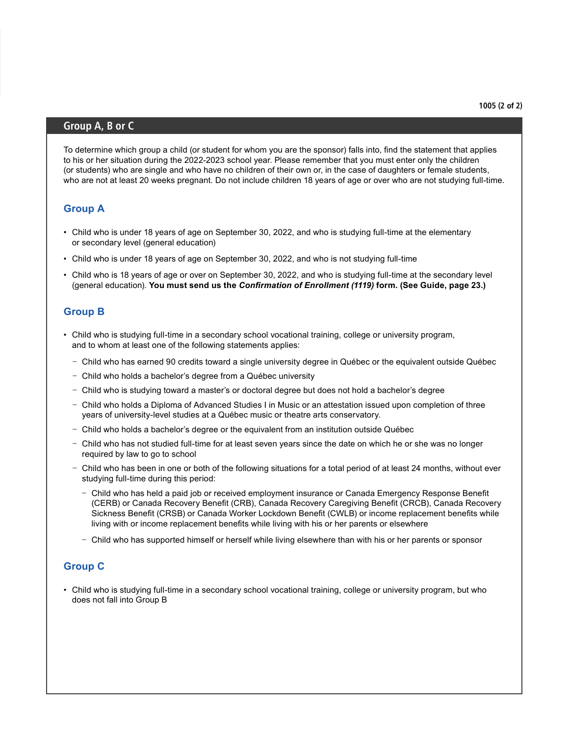## Group A, B or C

To determine which group a child (or student for whom you are the sponsor) falls into, find the statement that applies to his or her situation during the 2022-2023 school year. Please remember that you must enter only the children (or students) who are single and who have no children of their own or, in the case of daughters or female students, who are not at least 20 weeks pregnant. Do not include children 18 years of age or over who are not studying full-time.

### Group A

- Child who is under 18 years of age on September 30, 2022, and who is studying full-time at the elementary or secondary level (general education)
- Child who is under 18 years of age on September 30, 2022, and who is not studying full-time
- Child who is 18 years of age or over on September 30, 2022, and who is studying full-time at the secondary level (general education). **You must send us the *Confirmation of Enrollment (1119)* form. (See Guide, page 23.)**

### Group B

- Child who is studying full-time in a secondary school vocational training, college or university program, and to whom at least one of the following statements applies:
  - Child who has earned 90 credits toward a single university degree in Québec or the equivalent outside Québec
  - Child who holds a bachelor's degree from a Québec university
  - Child who is studying toward a master's or doctoral degree but does not hold a bachelor's degree
  - Child who holds a Diploma of Advanced Studies I in Music or an attestation issued upon completion of three years of university-level studies at a Québec music or theatre arts conservatory.
  - Child who holds a bachelor's degree or the equivalent from an institution outside Québec
  - Child who has not studied full-time for at least seven years since the date on which he or she was no longer required by law to go to school
  - Child who has been in one or both of the following situations for a total period of at least 24 months, without ever studying full-time during this period:
    - Child who has held a paid job or received employment insurance or Canada Emergency Response Benefit (CERB) or Canada Recovery Benefit (CRB), Canada Recovery Caregiving Benefit (CRCB), Canada Recovery Sickness Benefit (CRSB) or Canada Worker Lockdown Benefit (CWLB) or income replacement benefits while living with or income replacement benefits while living with his or her parents or elsewhere
    - Child who has supported himself or herself while living elsewhere than with his or her parents or sponsor

### Group C

- Child who is studying full-time in a secondary school vocational training, college or university program, but who does not fall into Group B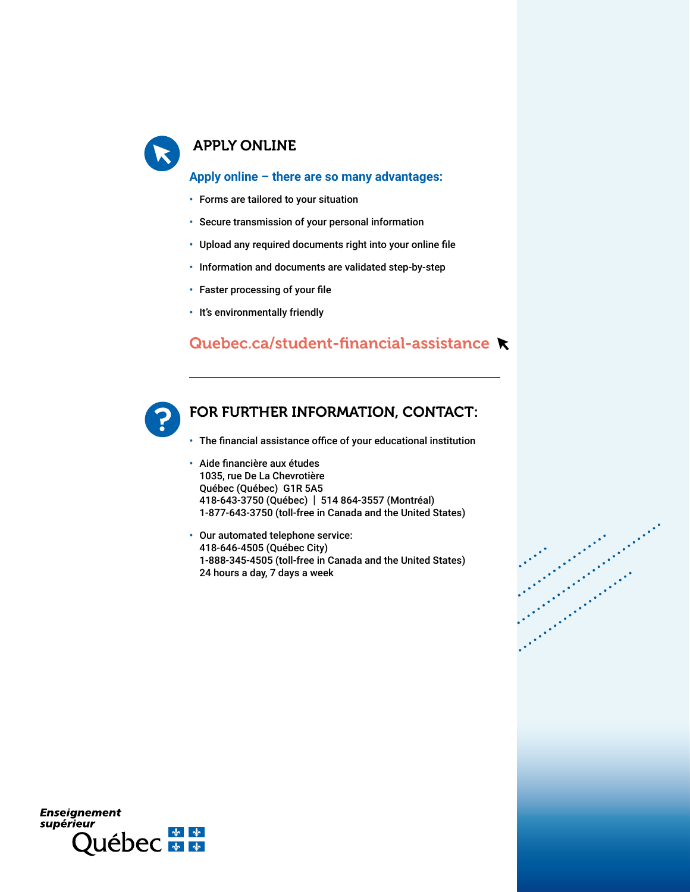## APPLY ONLINE

**Apply online – there are so many advantages:**

- Forms are tailored to your situation
- Secure transmission of your personal information
- Upload any required documents right into your online file
- Information and documents are validated step-by-step
- Faster processing of your file
- It's environmentally friendly

**Quebec.ca/student-financial-assistance**

---

## FOR FURTHER INFORMATION, CONTACT:

- The financial assistance office of your educational institution
- Aide financière aux études
  1035, rue De La Chevrotière
  Québec (Québec) G1R 5A5
  418-643-3750 (Québec) | 514 864-3557 (Montréal)
  1-877-643-3750 (toll-free in Canada and the United States)
- Our automated telephone service:
  418-646-4505 (Québec City)
  1-888-345-4505 (toll-free in Canada and the United States)
  24 hours a day, 7 days a week

*Enseignement supérieur*
Québec